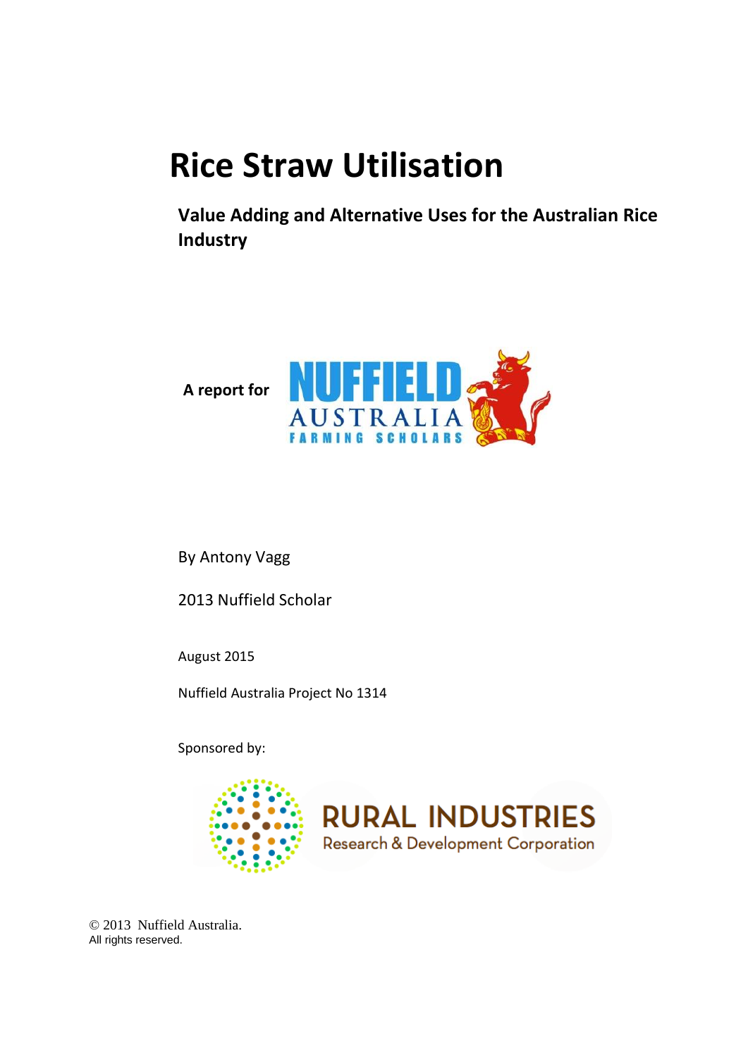# Rice Straw Utilisation

## Value Adding and Alternative Uses for the Australian Rice Industry

**A report for** NUFFIELD AUSTRALIA FARMING SCHOLARS

By Antony Vagg

2013 Nuffield Scholar

August 2015

Nuffield Australia Project No 1314

Sponsored by:

RURAL INDUSTRIES Research & Development Corporation

© 2013 Nuffield Australia.
All rights reserved.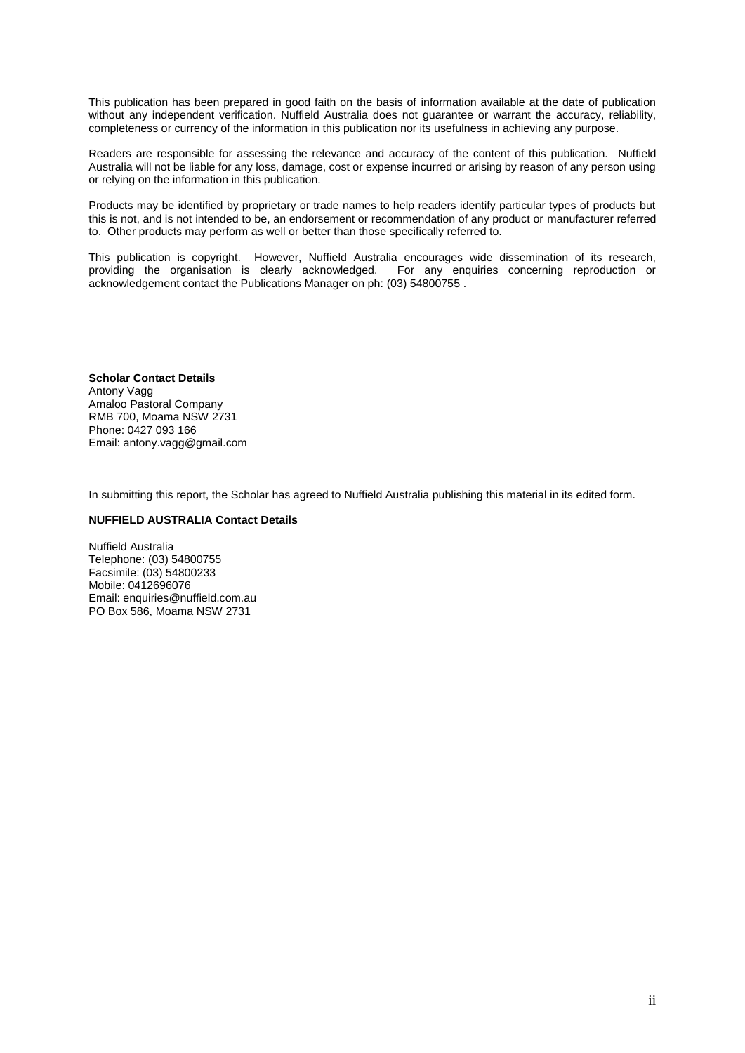This publication has been prepared in good faith on the basis of information available at the date of publication without any independent verification. Nuffield Australia does not guarantee or warrant the accuracy, reliability, completeness or currency of the information in this publication nor its usefulness in achieving any purpose.

Readers are responsible for assessing the relevance and accuracy of the content of this publication. Nuffield Australia will not be liable for any loss, damage, cost or expense incurred or arising by reason of any person using or relying on the information in this publication.

Products may be identified by proprietary or trade names to help readers identify particular types of products but this is not, and is not intended to be, an endorsement or recommendation of any product or manufacturer referred to. Other products may perform as well or better than those specifically referred to.

This publication is copyright. However, Nuffield Australia encourages wide dissemination of its research, providing the organisation is clearly acknowledged. For any enquiries concerning reproduction or acknowledgement contact the Publications Manager on ph: (03) 54800755 .

**Scholar Contact Details**
Antony Vagg
Amaloo Pastoral Company
RMB 700, Moama NSW 2731
Phone: 0427 093 166
Email: antony.vagg@gmail.com

In submitting this report, the Scholar has agreed to Nuffield Australia publishing this material in its edited form.

**NUFFIELD AUSTRALIA Contact Details**

Nuffield Australia
Telephone: (03) 54800755
Facsimile: (03) 54800233
Mobile: 0412696076
Email: enquiries@nuffield.com.au
PO Box 586, Moama NSW 2731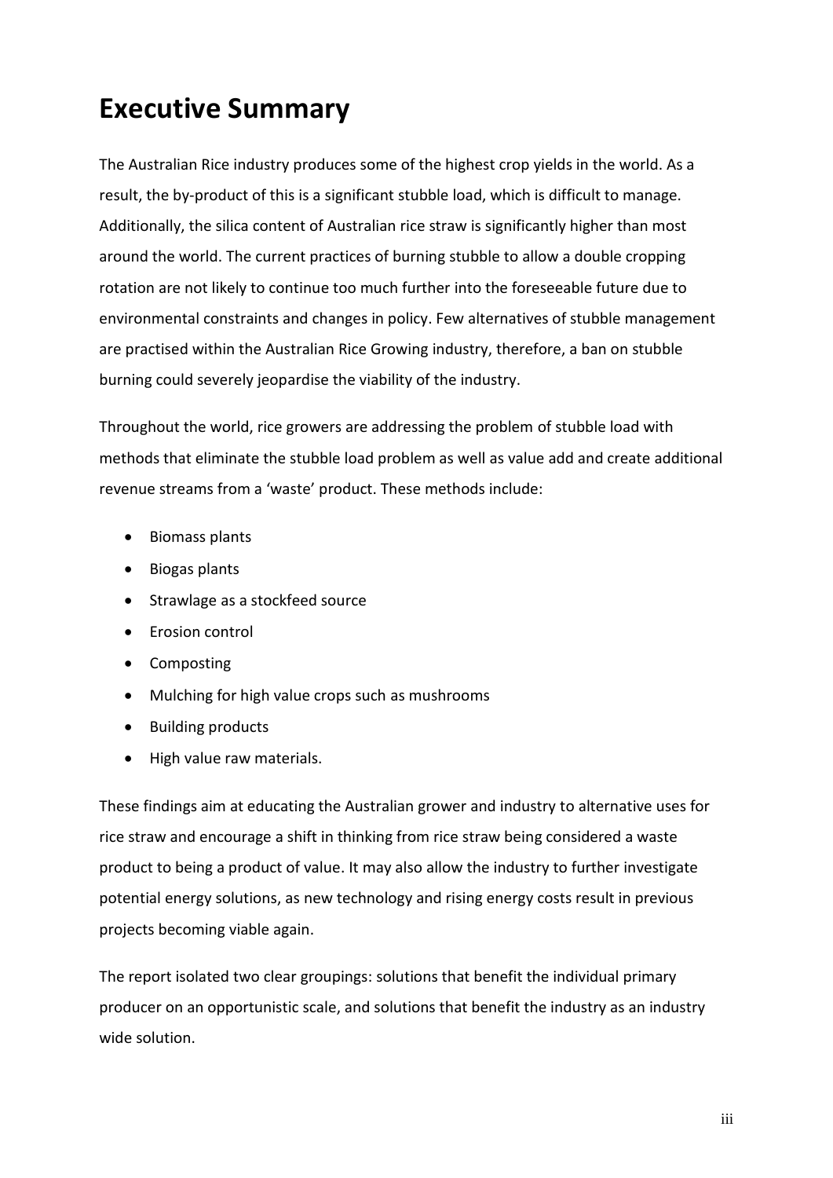# Executive Summary

The Australian Rice industry produces some of the highest crop yields in the world. As a result, the by-product of this is a significant stubble load, which is difficult to manage. Additionally, the silica content of Australian rice straw is significantly higher than most around the world. The current practices of burning stubble to allow a double cropping rotation are not likely to continue too much further into the foreseeable future due to environmental constraints and changes in policy. Few alternatives of stubble management are practised within the Australian Rice Growing industry, therefore, a ban on stubble burning could severely jeopardise the viability of the industry.

Throughout the world, rice growers are addressing the problem of stubble load with methods that eliminate the stubble load problem as well as value add and create additional revenue streams from a 'waste' product. These methods include:

- Biomass plants
- Biogas plants
- Strawlage as a stockfeed source
- Erosion control
- Composting
- Mulching for high value crops such as mushrooms
- Building products
- High value raw materials.

These findings aim at educating the Australian grower and industry to alternative uses for rice straw and encourage a shift in thinking from rice straw being considered a waste product to being a product of value. It may also allow the industry to further investigate potential energy solutions, as new technology and rising energy costs result in previous projects becoming viable again.

The report isolated two clear groupings: solutions that benefit the individual primary producer on an opportunistic scale, and solutions that benefit the industry as an industry wide solution.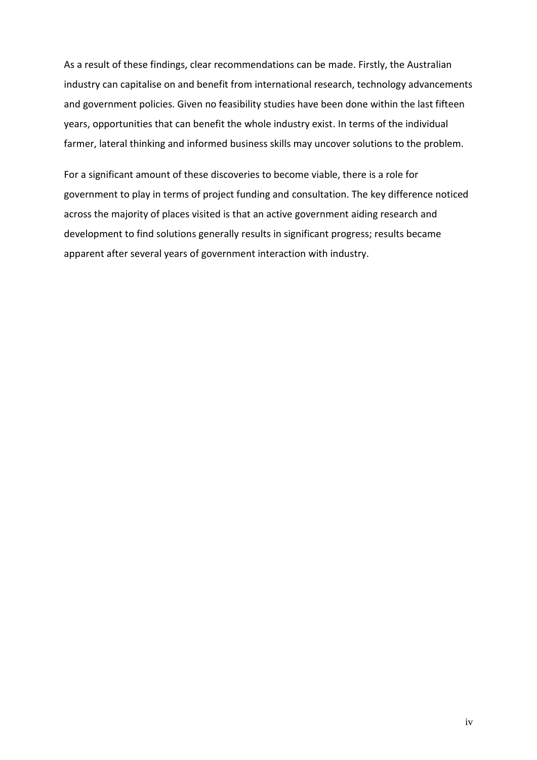As a result of these findings, clear recommendations can be made. Firstly, the Australian industry can capitalise on and benefit from international research, technology advancements and government policies. Given no feasibility studies have been done within the last fifteen years, opportunities that can benefit the whole industry exist. In terms of the individual farmer, lateral thinking and informed business skills may uncover solutions to the problem.

For a significant amount of these discoveries to become viable, there is a role for government to play in terms of project funding and consultation. The key difference noticed across the majority of places visited is that an active government aiding research and development to find solutions generally results in significant progress; results became apparent after several years of government interaction with industry.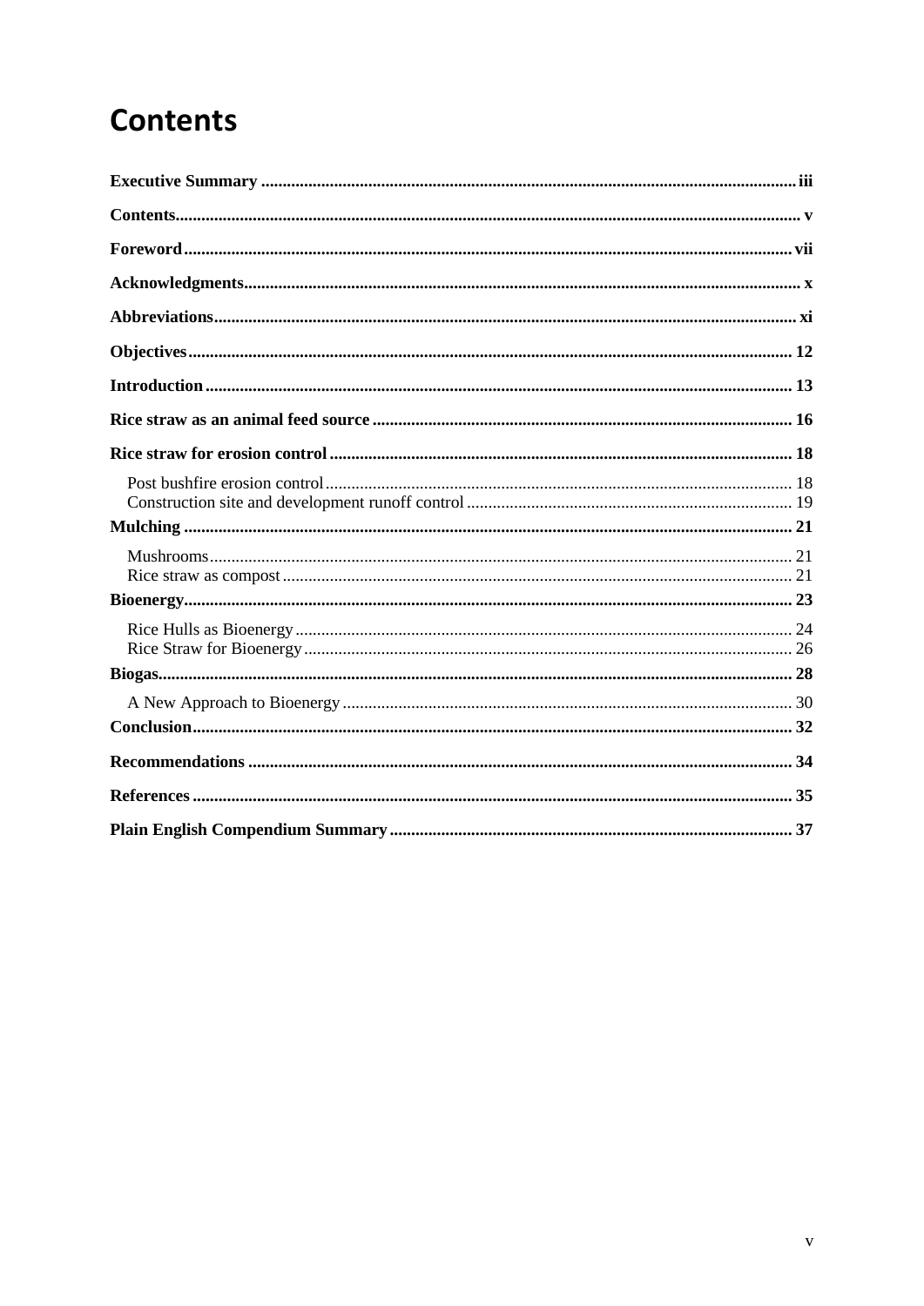# Contents

**Executive Summary** ........................................................................................................ iii

**Contents** ........................................................................................................ v

**Foreword** ........................................................................................................ vii

**Acknowledgments** ........................................................................................................ x

**Abbreviations** ........................................................................................................ xi

**Objectives** ........................................................................................................ 12

**Introduction** ........................................................................................................ 13

**Rice straw as an animal feed source** ........................................................................................................ 16

**Rice straw for erosion control** ........................................................................................................ 18

- Post bushfire erosion control ........................................................................................................ 18
- Construction site and development runoff control ........................................................................................................ 19

**Mulching** ........................................................................................................ 21

- Mushrooms ........................................................................................................ 21
- Rice straw as compost ........................................................................................................ 21

**Bioenergy** ........................................................................................................ 23

- Rice Hulls as Bioenergy ........................................................................................................ 24
- Rice Straw for Bioenergy ........................................................................................................ 26

**Biogas** ........................................................................................................ 28

- A New Approach to Bioenergy ........................................................................................................ 30

**Conclusion** ........................................................................................................ 32

**Recommendations** ........................................................................................................ 34

**References** ........................................................................................................ 35

**Plain English Compendium Summary** ........................................................................................................ 37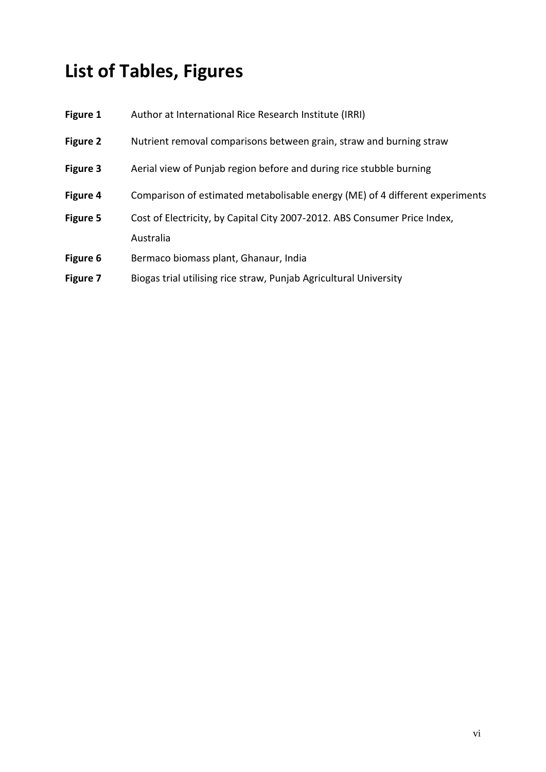# List of Tables, Figures

| | |
|---|---|
| **Figure 1** | Author at International Rice Research Institute (IRRI) |
| **Figure 2** | Nutrient removal comparisons between grain, straw and burning straw |
| **Figure 3** | Aerial view of Punjab region before and during rice stubble burning |
| **Figure 4** | Comparison of estimated metabolisable energy (ME) of 4 different experiments |
| **Figure 5** | Cost of Electricity, by Capital City 2007-2012. ABS Consumer Price Index, Australia |
| **Figure 6** | Bermaco biomass plant, Ghanaur, India |
| **Figure 7** | Biogas trial utilising rice straw, Punjab Agricultural University |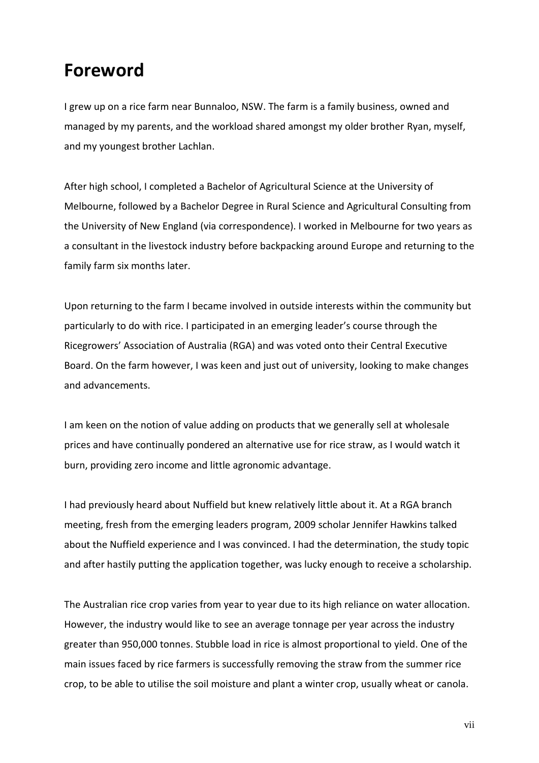# Foreword

I grew up on a rice farm near Bunnaloo, NSW. The farm is a family business, owned and managed by my parents, and the workload shared amongst my older brother Ryan, myself, and my youngest brother Lachlan.

After high school, I completed a Bachelor of Agricultural Science at the University of Melbourne, followed by a Bachelor Degree in Rural Science and Agricultural Consulting from the University of New England (via correspondence). I worked in Melbourne for two years as a consultant in the livestock industry before backpacking around Europe and returning to the family farm six months later.

Upon returning to the farm I became involved in outside interests within the community but particularly to do with rice. I participated in an emerging leader's course through the Ricegrowers' Association of Australia (RGA) and was voted onto their Central Executive Board. On the farm however, I was keen and just out of university, looking to make changes and advancements.

I am keen on the notion of value adding on products that we generally sell at wholesale prices and have continually pondered an alternative use for rice straw, as I would watch it burn, providing zero income and little agronomic advantage.

I had previously heard about Nuffield but knew relatively little about it. At a RGA branch meeting, fresh from the emerging leaders program, 2009 scholar Jennifer Hawkins talked about the Nuffield experience and I was convinced. I had the determination, the study topic and after hastily putting the application together, was lucky enough to receive a scholarship.

The Australian rice crop varies from year to year due to its high reliance on water allocation. However, the industry would like to see an average tonnage per year across the industry greater than 950,000 tonnes. Stubble load in rice is almost proportional to yield. One of the main issues faced by rice farmers is successfully removing the straw from the summer rice crop, to be able to utilise the soil moisture and plant a winter crop, usually wheat or canola.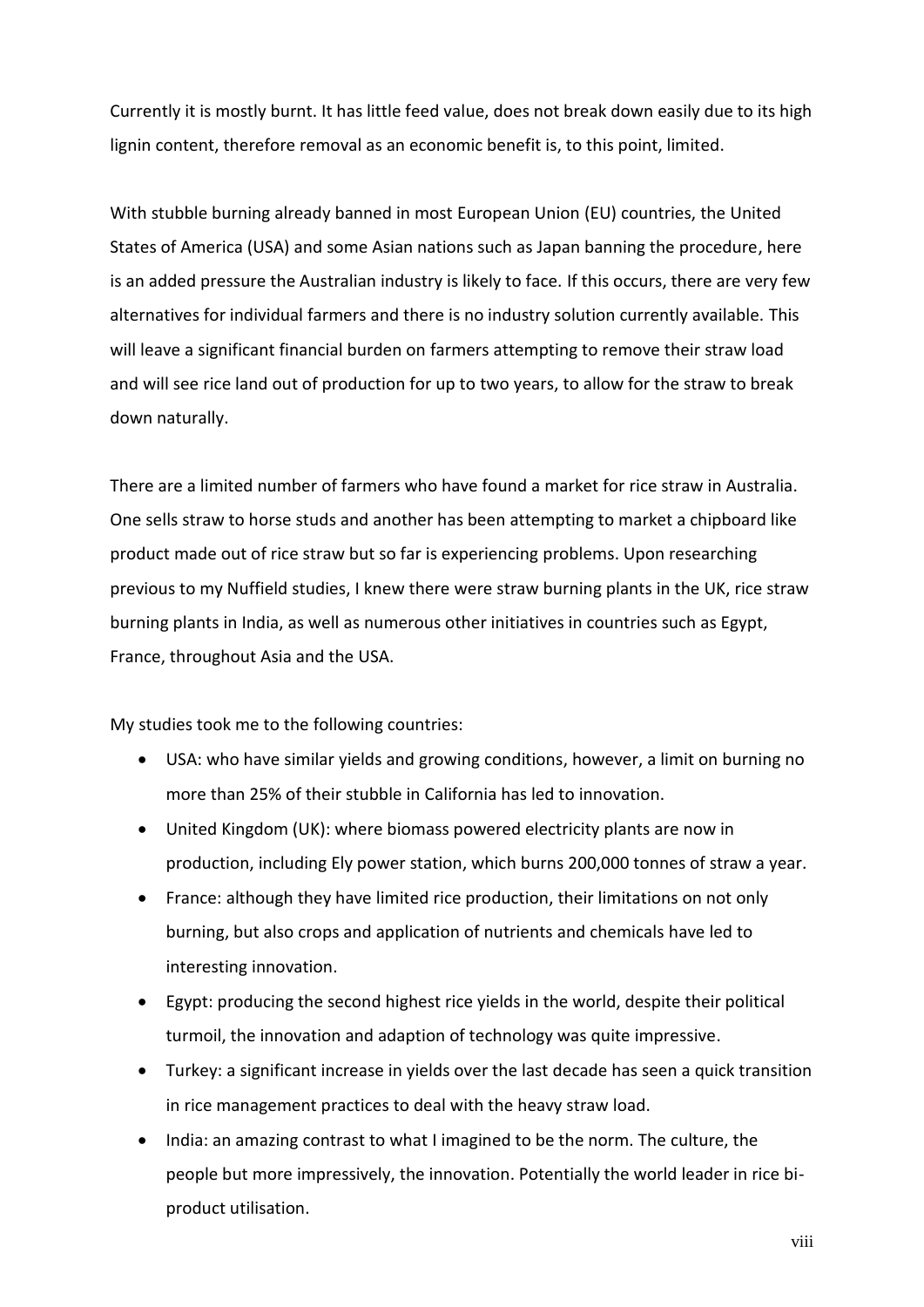Currently it is mostly burnt. It has little feed value, does not break down easily due to its high lignin content, therefore removal as an economic benefit is, to this point, limited.

With stubble burning already banned in most European Union (EU) countries, the United States of America (USA) and some Asian nations such as Japan banning the procedure, here is an added pressure the Australian industry is likely to face. If this occurs, there are very few alternatives for individual farmers and there is no industry solution currently available. This will leave a significant financial burden on farmers attempting to remove their straw load and will see rice land out of production for up to two years, to allow for the straw to break down naturally.

There are a limited number of farmers who have found a market for rice straw in Australia. One sells straw to horse studs and another has been attempting to market a chipboard like product made out of rice straw but so far is experiencing problems. Upon researching previous to my Nuffield studies, I knew there were straw burning plants in the UK, rice straw burning plants in India, as well as numerous other initiatives in countries such as Egypt, France, throughout Asia and the USA.

My studies took me to the following countries:

- USA: who have similar yields and growing conditions, however, a limit on burning no more than 25% of their stubble in California has led to innovation.
- United Kingdom (UK): where biomass powered electricity plants are now in production, including Ely power station, which burns 200,000 tonnes of straw a year.
- France: although they have limited rice production, their limitations on not only burning, but also crops and application of nutrients and chemicals have led to interesting innovation.
- Egypt: producing the second highest rice yields in the world, despite their political turmoil, the innovation and adaption of technology was quite impressive.
- Turkey: a significant increase in yields over the last decade has seen a quick transition in rice management practices to deal with the heavy straw load.
- India: an amazing contrast to what I imagined to be the norm. The culture, the people but more impressively, the innovation. Potentially the world leader in rice bi-product utilisation.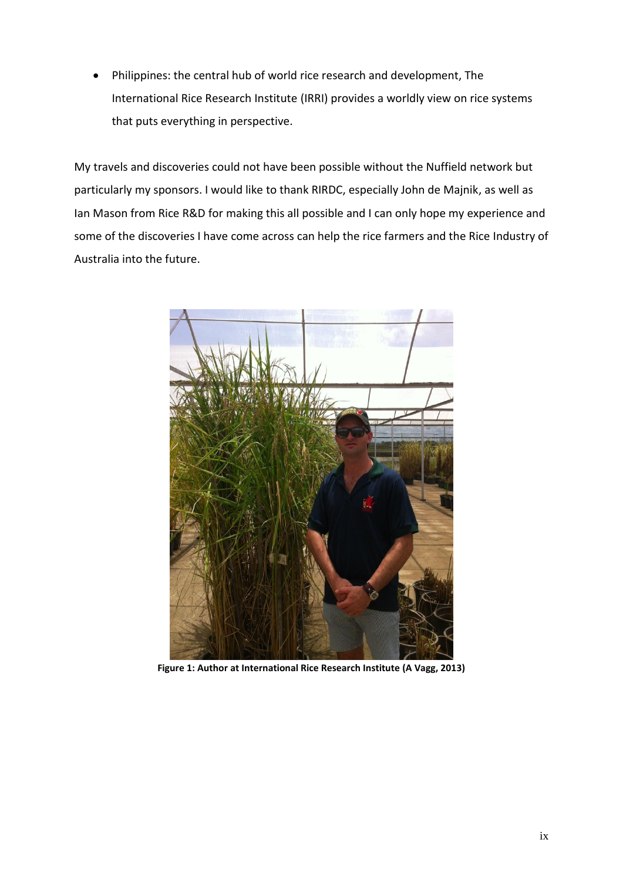- Philippines: the central hub of world rice research and development, The International Rice Research Institute (IRRI) provides a worldly view on rice systems that puts everything in perspective.

My travels and discoveries could not have been possible without the Nuffield network but particularly my sponsors. I would like to thank RIRDC, especially John de Majnik, as well as Ian Mason from Rice R&D for making this all possible and I can only hope my experience and some of the discoveries I have come across can help the rice farmers and the Rice Industry of Australia into the future.

**Figure 1: Author at International Rice Research Institute (A Vagg, 2013)**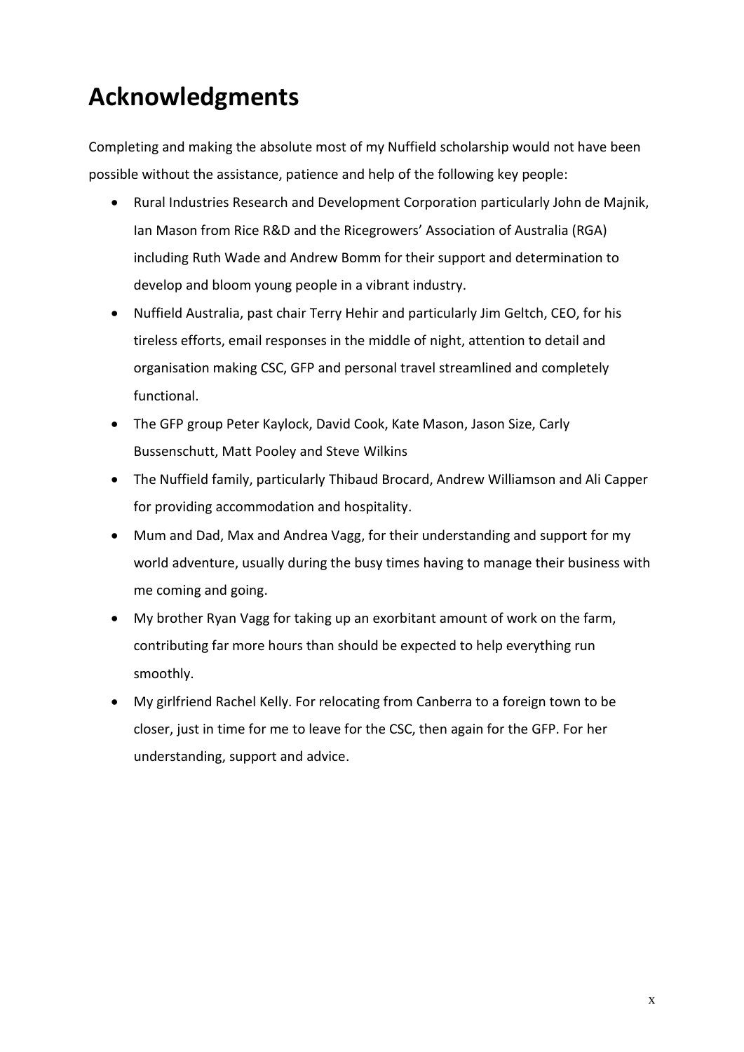# Acknowledgments

Completing and making the absolute most of my Nuffield scholarship would not have been possible without the assistance, patience and help of the following key people:

- Rural Industries Research and Development Corporation particularly John de Majnik, Ian Mason from Rice R&D and the Ricegrowers' Association of Australia (RGA) including Ruth Wade and Andrew Bomm for their support and determination to develop and bloom young people in a vibrant industry.
- Nuffield Australia, past chair Terry Hehir and particularly Jim Geltch, CEO, for his tireless efforts, email responses in the middle of night, attention to detail and organisation making CSC, GFP and personal travel streamlined and completely functional.
- The GFP group Peter Kaylock, David Cook, Kate Mason, Jason Size, Carly Bussenschutt, Matt Pooley and Steve Wilkins
- The Nuffield family, particularly Thibaud Brocard, Andrew Williamson and Ali Capper for providing accommodation and hospitality.
- Mum and Dad, Max and Andrea Vagg, for their understanding and support for my world adventure, usually during the busy times having to manage their business with me coming and going.
- My brother Ryan Vagg for taking up an exorbitant amount of work on the farm, contributing far more hours than should be expected to help everything run smoothly.
- My girlfriend Rachel Kelly. For relocating from Canberra to a foreign town to be closer, just in time for me to leave for the CSC, then again for the GFP. For her understanding, support and advice.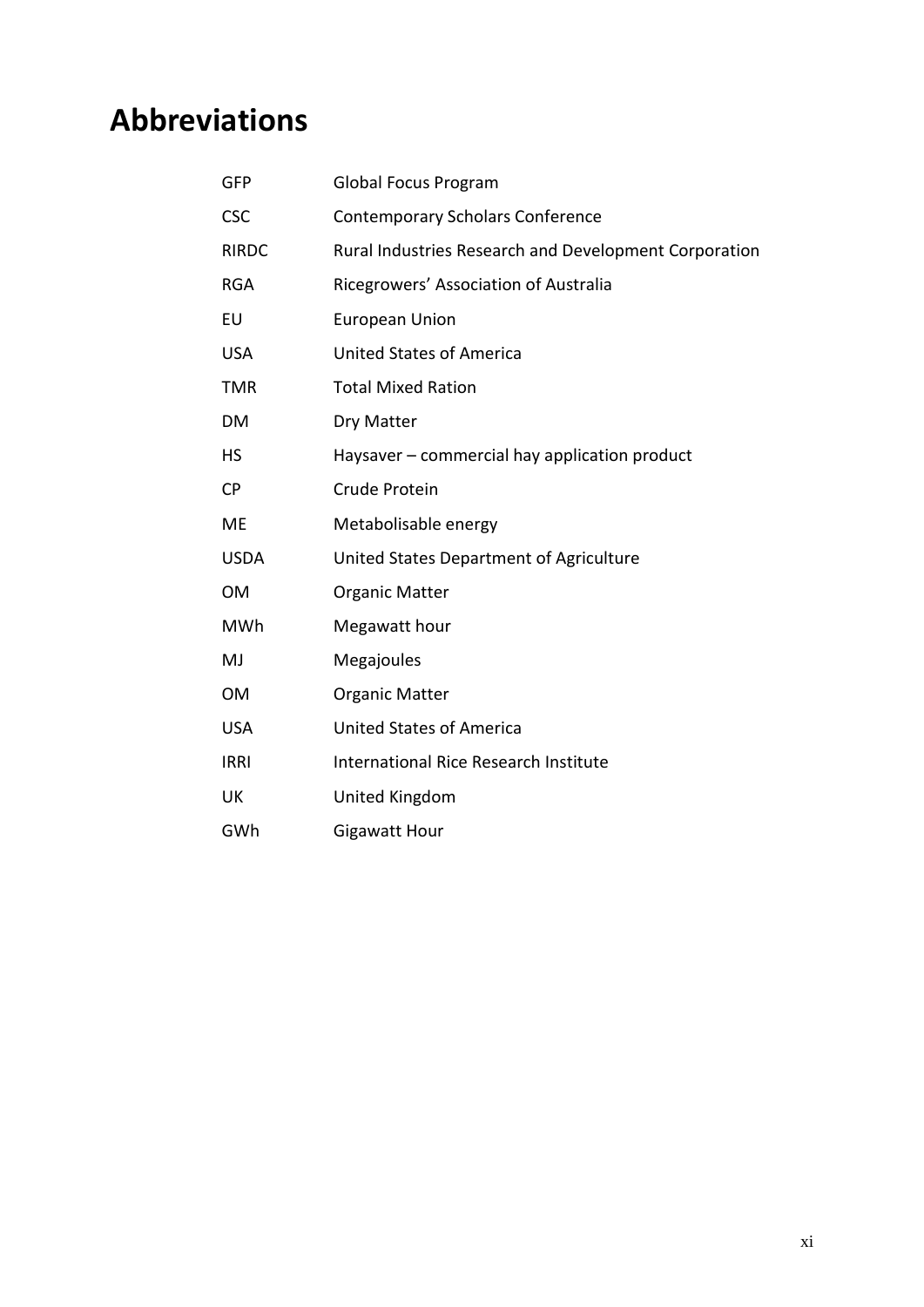# Abbreviations

| | |
|---|---|
| GFP | Global Focus Program |
| CSC | Contemporary Scholars Conference |
| RIRDC | Rural Industries Research and Development Corporation |
| RGA | Ricegrowers' Association of Australia |
| EU | European Union |
| USA | United States of America |
| TMR | Total Mixed Ration |
| DM | Dry Matter |
| HS | Haysaver – commercial hay application product |
| CP | Crude Protein |
| ME | Metabolisable energy |
| USDA | United States Department of Agriculture |
| OM | Organic Matter |
| MWh | Megawatt hour |
| MJ | Megajoules |
| OM | Organic Matter |
| USA | United States of America |
| IRRI | International Rice Research Institute |
| UK | United Kingdom |
| GWh | Gigawatt Hour |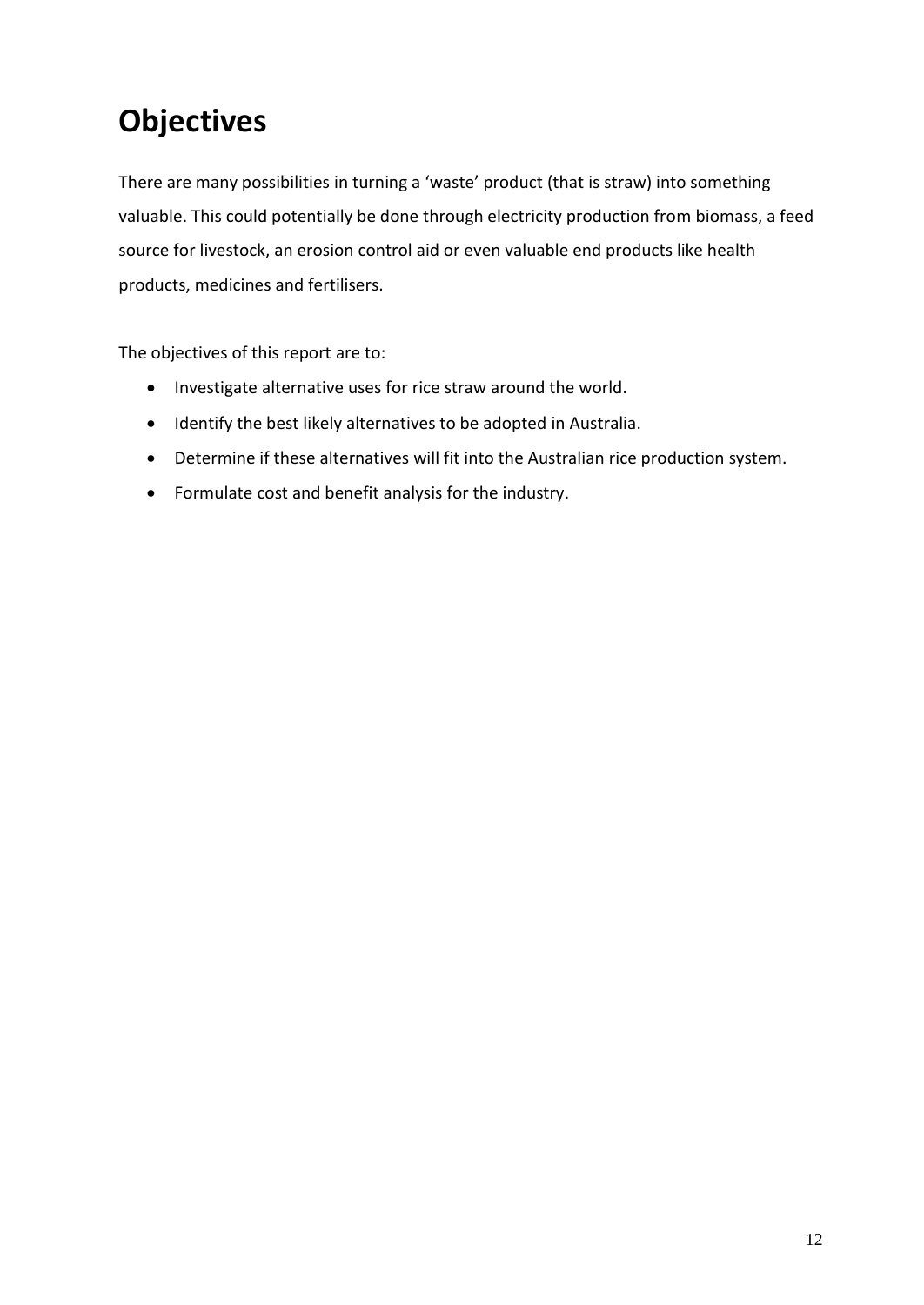# Objectives

There are many possibilities in turning a 'waste' product (that is straw) into something valuable. This could potentially be done through electricity production from biomass, a feed source for livestock, an erosion control aid or even valuable end products like health products, medicines and fertilisers.

The objectives of this report are to:

- Investigate alternative uses for rice straw around the world.
- Identify the best likely alternatives to be adopted in Australia.
- Determine if these alternatives will fit into the Australian rice production system.
- Formulate cost and benefit analysis for the industry.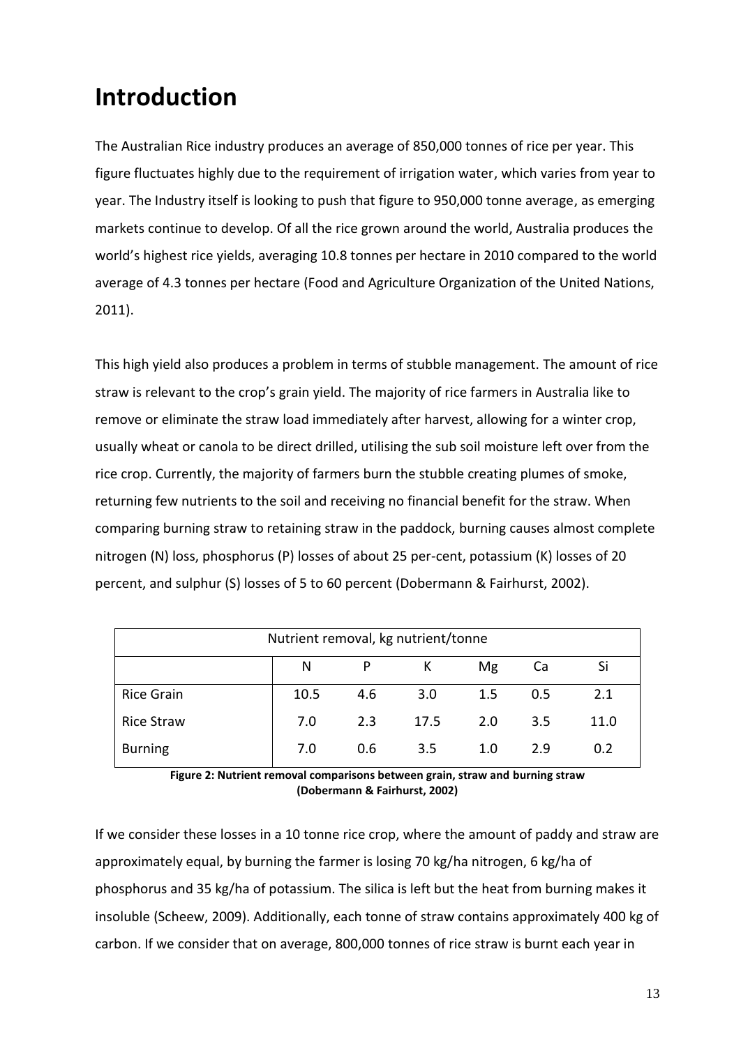# Introduction

The Australian Rice industry produces an average of 850,000 tonnes of rice per year. This figure fluctuates highly due to the requirement of irrigation water, which varies from year to year. The Industry itself is looking to push that figure to 950,000 tonne average, as emerging markets continue to develop. Of all the rice grown around the world, Australia produces the world's highest rice yields, averaging 10.8 tonnes per hectare in 2010 compared to the world average of 4.3 tonnes per hectare (Food and Agriculture Organization of the United Nations, 2011).

This high yield also produces a problem in terms of stubble management. The amount of rice straw is relevant to the crop's grain yield. The majority of rice farmers in Australia like to remove or eliminate the straw load immediately after harvest, allowing for a winter crop, usually wheat or canola to be direct drilled, utilising the sub soil moisture left over from the rice crop. Currently, the majority of farmers burn the stubble creating plumes of smoke, returning few nutrients to the soil and receiving no financial benefit for the straw. When comparing burning straw to retaining straw in the paddock, burning causes almost complete nitrogen (N) loss, phosphorus (P) losses of about 25 per-cent, potassium (K) losses of 20 percent, and sulphur (S) losses of 5 to 60 percent (Dobermann & Fairhurst, 2002).

| Nutrient removal, kg nutrient/tonne | | | | | | |
|---|---|---|---|---|---|---|
| | N | P | K | Mg | Ca | Si |
| Rice Grain | 10.5 | 4.6 | 3.0 | 1.5 | 0.5 | 2.1 |
| Rice Straw | 7.0 | 2.3 | 17.5 | 2.0 | 3.5 | 11.0 |
| Burning | 7.0 | 0.6 | 3.5 | 1.0 | 2.9 | 0.2 |

**Figure 2: Nutrient removal comparisons between grain, straw and burning straw (Dobermann & Fairhurst, 2002)**

If we consider these losses in a 10 tonne rice crop, where the amount of paddy and straw are approximately equal, by burning the farmer is losing 70 kg/ha nitrogen, 6 kg/ha of phosphorus and 35 kg/ha of potassium. The silica is left but the heat from burning makes it insoluble (Scheew, 2009). Additionally, each tonne of straw contains approximately 400 kg of carbon. If we consider that on average, 800,000 tonnes of rice straw is burnt each year in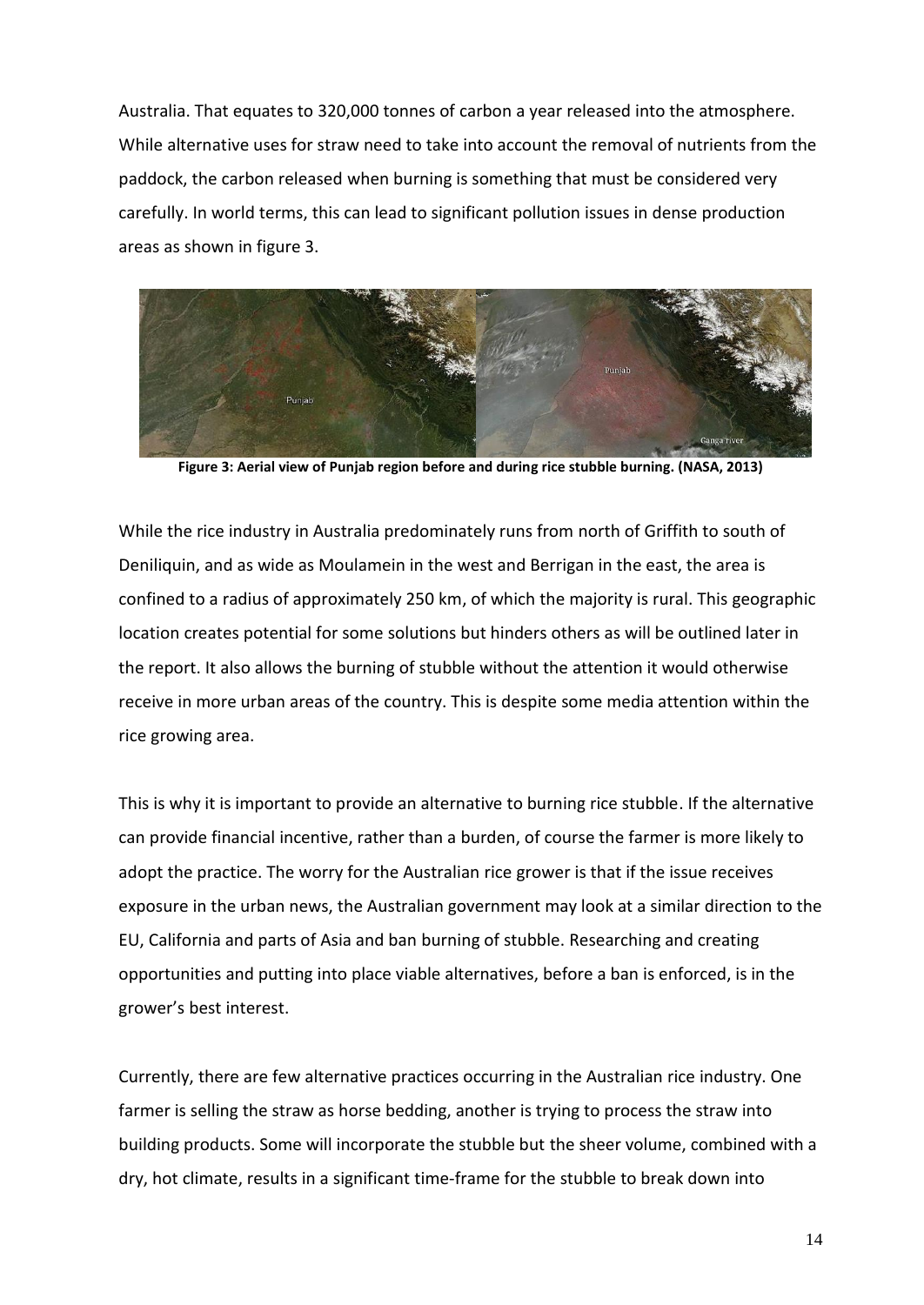Australia. That equates to 320,000 tonnes of carbon a year released into the atmosphere. While alternative uses for straw need to take into account the removal of nutrients from the paddock, the carbon released when burning is something that must be considered very carefully. In world terms, this can lead to significant pollution issues in dense production areas as shown in figure 3.

**Figure 3: Aerial view of Punjab region before and during rice stubble burning. (NASA, 2013)**

While the rice industry in Australia predominately runs from north of Griffith to south of Deniliquin, and as wide as Moulamein in the west and Berrigan in the east, the area is confined to a radius of approximately 250 km, of which the majority is rural. This geographic location creates potential for some solutions but hinders others as will be outlined later in the report. It also allows the burning of stubble without the attention it would otherwise receive in more urban areas of the country. This is despite some media attention within the rice growing area.

This is why it is important to provide an alternative to burning rice stubble. If the alternative can provide financial incentive, rather than a burden, of course the farmer is more likely to adopt the practice. The worry for the Australian rice grower is that if the issue receives exposure in the urban news, the Australian government may look at a similar direction to the EU, California and parts of Asia and ban burning of stubble. Researching and creating opportunities and putting into place viable alternatives, before a ban is enforced, is in the grower's best interest.

Currently, there are few alternative practices occurring in the Australian rice industry. One farmer is selling the straw as horse bedding, another is trying to process the straw into building products. Some will incorporate the stubble but the sheer volume, combined with a dry, hot climate, results in a significant time-frame for the stubble to break down into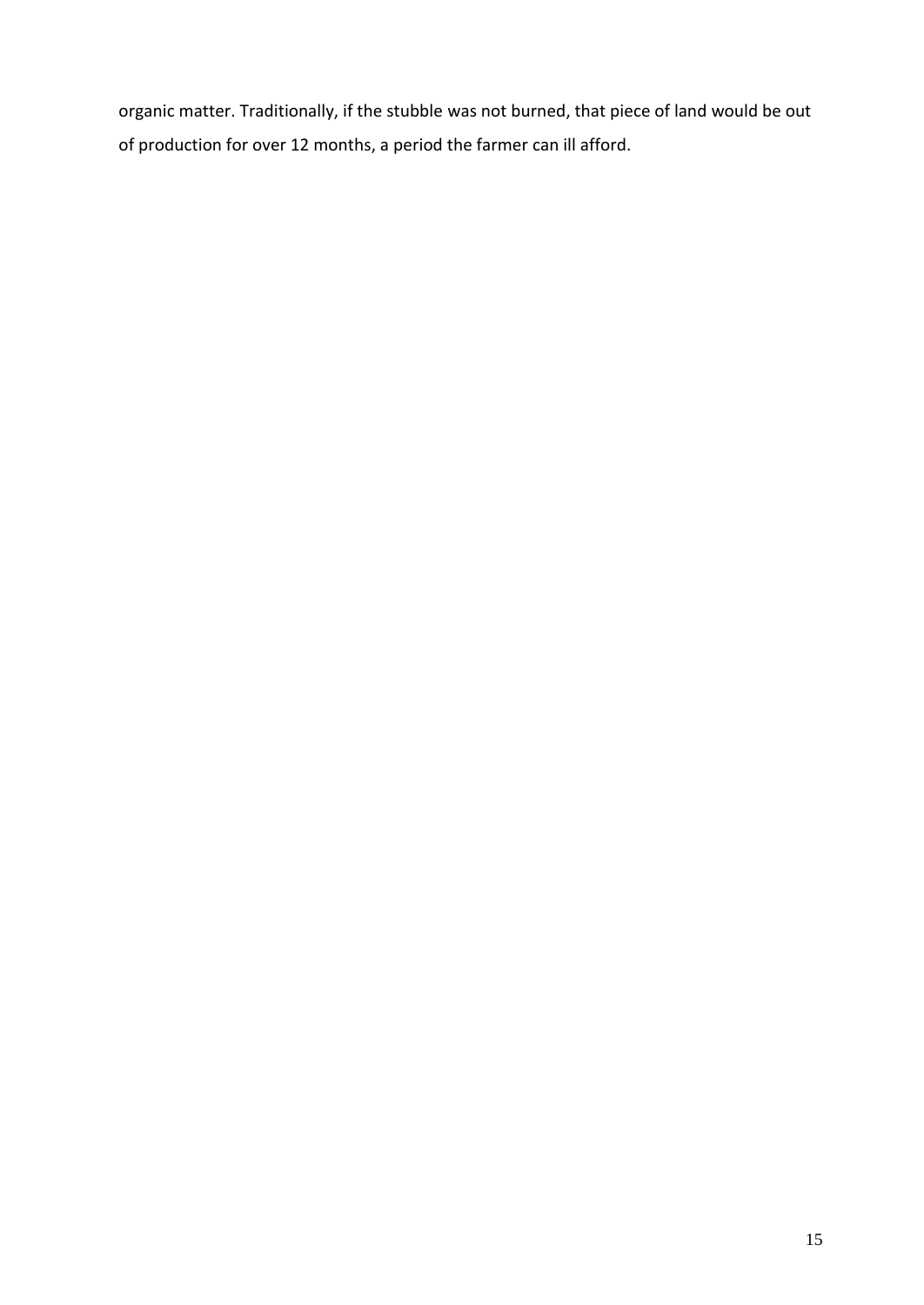organic matter. Traditionally, if the stubble was not burned, that piece of land would be out of production for over 12 months, a period the farmer can ill afford.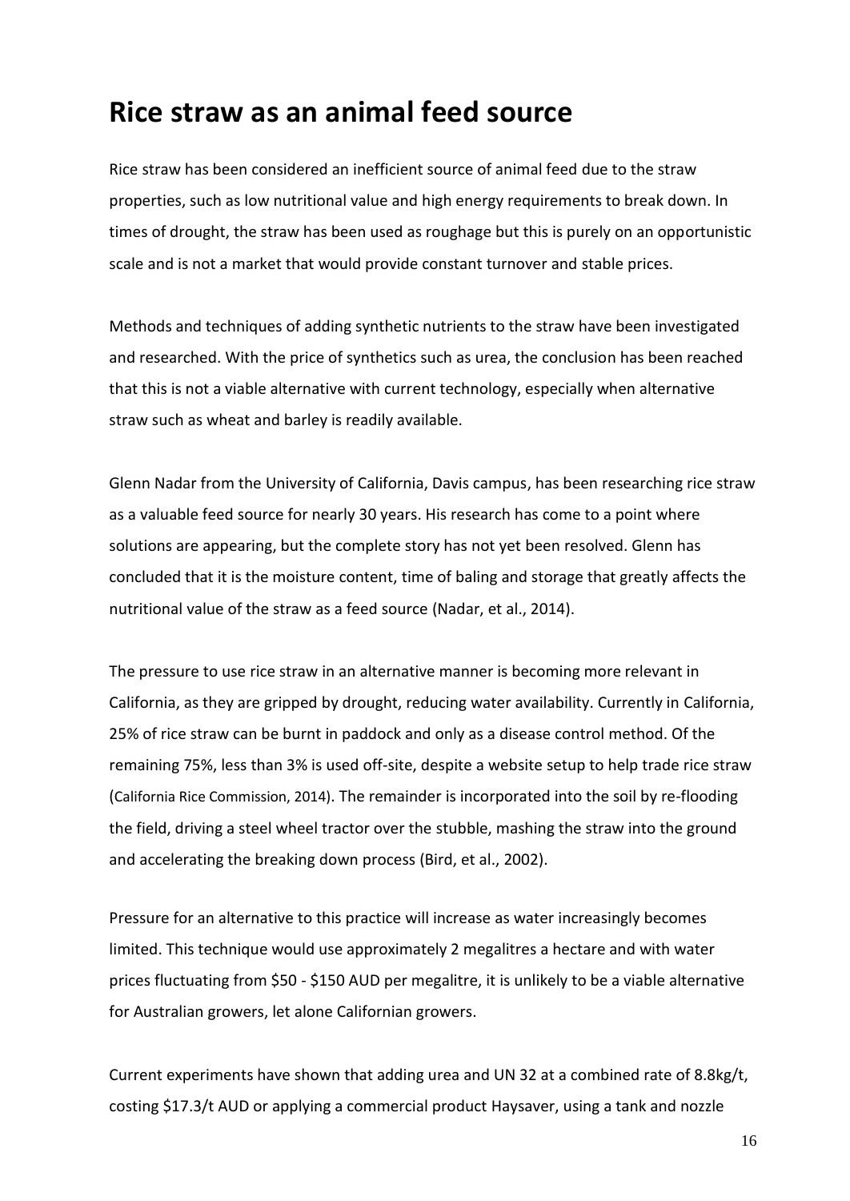# Rice straw as an animal feed source

Rice straw has been considered an inefficient source of animal feed due to the straw properties, such as low nutritional value and high energy requirements to break down. In times of drought, the straw has been used as roughage but this is purely on an opportunistic scale and is not a market that would provide constant turnover and stable prices.

Methods and techniques of adding synthetic nutrients to the straw have been investigated and researched. With the price of synthetics such as urea, the conclusion has been reached that this is not a viable alternative with current technology, especially when alternative straw such as wheat and barley is readily available.

Glenn Nadar from the University of California, Davis campus, has been researching rice straw as a valuable feed source for nearly 30 years. His research has come to a point where solutions are appearing, but the complete story has not yet been resolved. Glenn has concluded that it is the moisture content, time of baling and storage that greatly affects the nutritional value of the straw as a feed source (Nadar, et al., 2014).

The pressure to use rice straw in an alternative manner is becoming more relevant in California, as they are gripped by drought, reducing water availability. Currently in California, 25% of rice straw can be burnt in paddock and only as a disease control method. Of the remaining 75%, less than 3% is used off-site, despite a website setup to help trade rice straw (California Rice Commission, 2014). The remainder is incorporated into the soil by re-flooding the field, driving a steel wheel tractor over the stubble, mashing the straw into the ground and accelerating the breaking down process (Bird, et al., 2002).

Pressure for an alternative to this practice will increase as water increasingly becomes limited. This technique would use approximately 2 megalitres a hectare and with water prices fluctuating from $50 - $150 AUD per megalitre, it is unlikely to be a viable alternative for Australian growers, let alone Californian growers.

Current experiments have shown that adding urea and UN 32 at a combined rate of 8.8kg/t, costing $17.3/t AUD or applying a commercial product Haysaver, using a tank and nozzle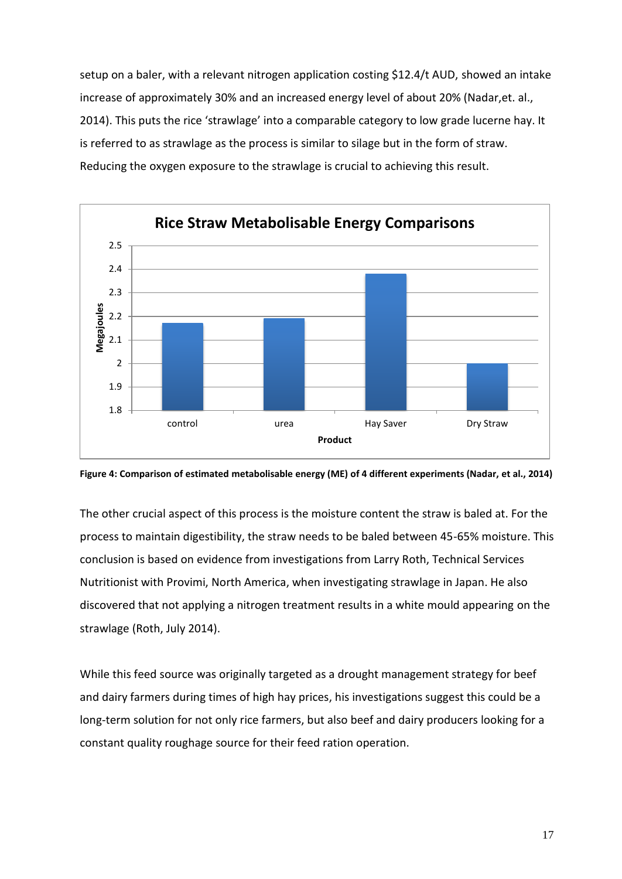setup on a baler, with a relevant nitrogen application costing $12.4/t AUD, showed an intake increase of approximately 30% and an increased energy level of about 20% (Nadar,et. al., 2014). This puts the rice 'strawlage' into a comparable category to low grade lucerne hay. It is referred to as strawlage as the process is similar to silage but in the form of straw. Reducing the oxygen exposure to the strawlage is crucial to achieving this result.

**Figure 4: Comparison of estimated metabolisable energy (ME) of 4 different experiments (Nadar, et al., 2014)**

The other crucial aspect of this process is the moisture content the straw is baled at. For the process to maintain digestibility, the straw needs to be baled between 45-65% moisture. This conclusion is based on evidence from investigations from Larry Roth, Technical Services Nutritionist with Provimi, North America, when investigating strawlage in Japan. He also discovered that not applying a nitrogen treatment results in a white mould appearing on the strawlage (Roth, July 2014).

While this feed source was originally targeted as a drought management strategy for beef and dairy farmers during times of high hay prices, his investigations suggest this could be a long-term solution for not only rice farmers, but also beef and dairy producers looking for a constant quality roughage source for their feed ration operation.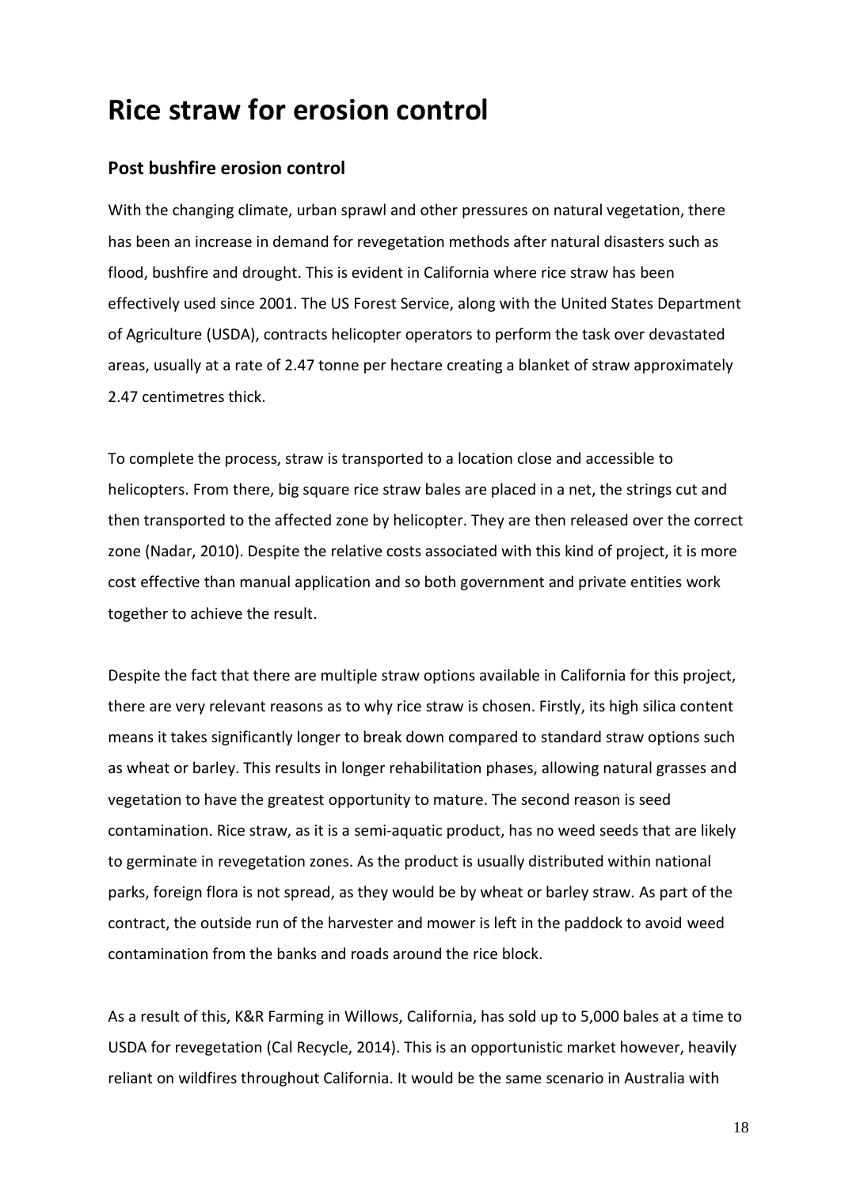# Rice straw for erosion control

## Post bushfire erosion control

With the changing climate, urban sprawl and other pressures on natural vegetation, there has been an increase in demand for revegetation methods after natural disasters such as flood, bushfire and drought. This is evident in California where rice straw has been effectively used since 2001. The US Forest Service, along with the United States Department of Agriculture (USDA), contracts helicopter operators to perform the task over devastated areas, usually at a rate of 2.47 tonne per hectare creating a blanket of straw approximately 2.47 centimetres thick.

To complete the process, straw is transported to a location close and accessible to helicopters. From there, big square rice straw bales are placed in a net, the strings cut and then transported to the affected zone by helicopter. They are then released over the correct zone (Nadar, 2010). Despite the relative costs associated with this kind of project, it is more cost effective than manual application and so both government and private entities work together to achieve the result.

Despite the fact that there are multiple straw options available in California for this project, there are very relevant reasons as to why rice straw is chosen. Firstly, its high silica content means it takes significantly longer to break down compared to standard straw options such as wheat or barley. This results in longer rehabilitation phases, allowing natural grasses and vegetation to have the greatest opportunity to mature. The second reason is seed contamination. Rice straw, as it is a semi-aquatic product, has no weed seeds that are likely to germinate in revegetation zones. As the product is usually distributed within national parks, foreign flora is not spread, as they would be by wheat or barley straw. As part of the contract, the outside run of the harvester and mower is left in the paddock to avoid weed contamination from the banks and roads around the rice block.

As a result of this, K&R Farming in Willows, California, has sold up to 5,000 bales at a time to USDA for revegetation (Cal Recycle, 2014). This is an opportunistic market however, heavily reliant on wildfires throughout California. It would be the same scenario in Australia with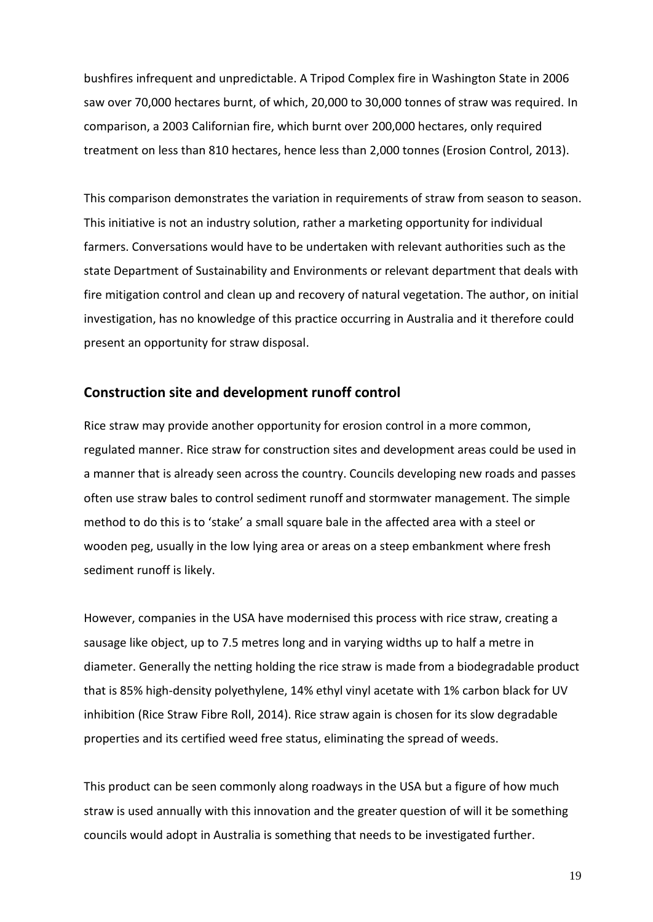bushfires infrequent and unpredictable. A Tripod Complex fire in Washington State in 2006 saw over 70,000 hectares burnt, of which, 20,000 to 30,000 tonnes of straw was required. In comparison, a 2003 Californian fire, which burnt over 200,000 hectares, only required treatment on less than 810 hectares, hence less than 2,000 tonnes (Erosion Control, 2013).

This comparison demonstrates the variation in requirements of straw from season to season. This initiative is not an industry solution, rather a marketing opportunity for individual farmers. Conversations would have to be undertaken with relevant authorities such as the state Department of Sustainability and Environments or relevant department that deals with fire mitigation control and clean up and recovery of natural vegetation. The author, on initial investigation, has no knowledge of this practice occurring in Australia and it therefore could present an opportunity for straw disposal.

## Construction site and development runoff control

Rice straw may provide another opportunity for erosion control in a more common, regulated manner. Rice straw for construction sites and development areas could be used in a manner that is already seen across the country. Councils developing new roads and passes often use straw bales to control sediment runoff and stormwater management. The simple method to do this is to 'stake' a small square bale in the affected area with a steel or wooden peg, usually in the low lying area or areas on a steep embankment where fresh sediment runoff is likely.

However, companies in the USA have modernised this process with rice straw, creating a sausage like object, up to 7.5 metres long and in varying widths up to half a metre in diameter. Generally the netting holding the rice straw is made from a biodegradable product that is 85% high-density polyethylene, 14% ethyl vinyl acetate with 1% carbon black for UV inhibition (Rice Straw Fibre Roll, 2014). Rice straw again is chosen for its slow degradable properties and its certified weed free status, eliminating the spread of weeds.

This product can be seen commonly along roadways in the USA but a figure of how much straw is used annually with this innovation and the greater question of will it be something councils would adopt in Australia is something that needs to be investigated further.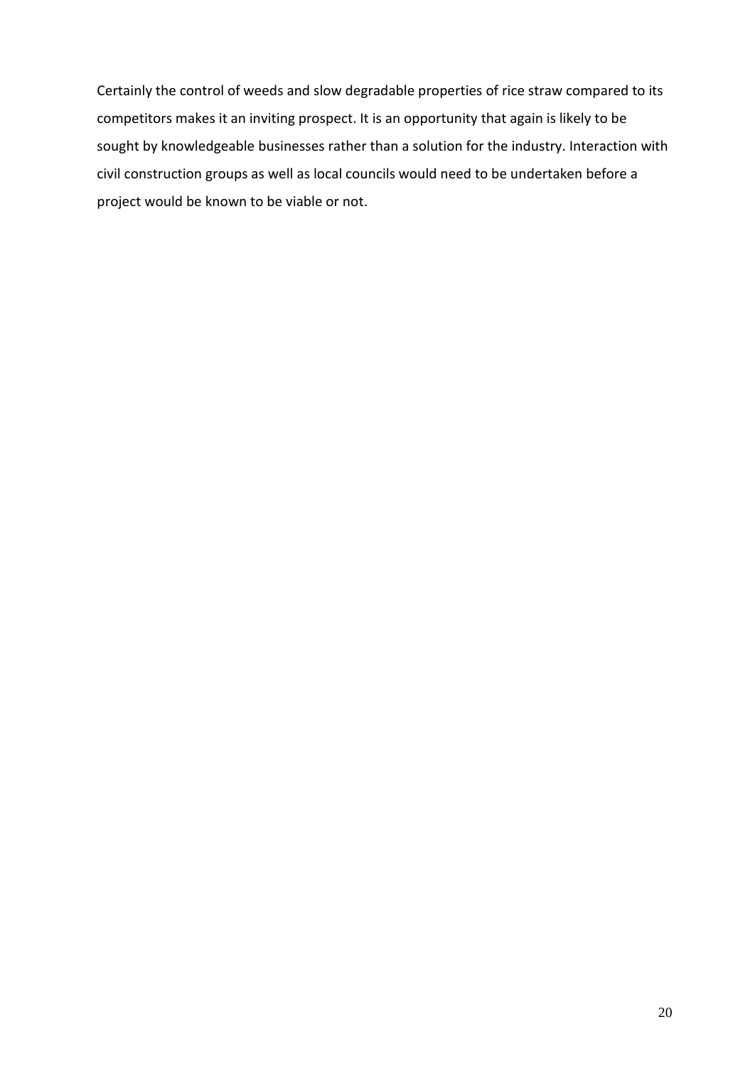Certainly the control of weeds and slow degradable properties of rice straw compared to its competitors makes it an inviting prospect. It is an opportunity that again is likely to be sought by knowledgeable businesses rather than a solution for the industry. Interaction with civil construction groups as well as local councils would need to be undertaken before a project would be known to be viable or not.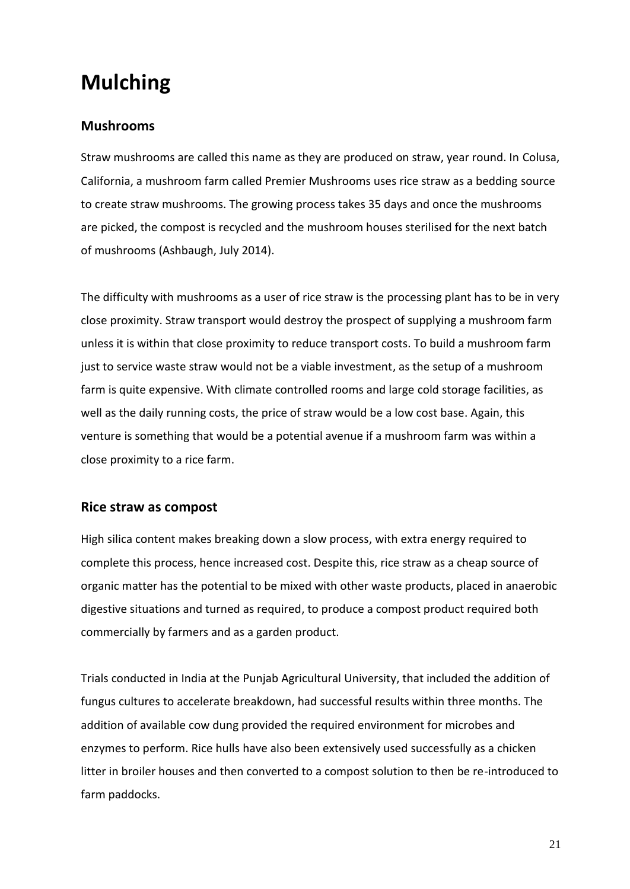# Mulching

## Mushrooms

Straw mushrooms are called this name as they are produced on straw, year round. In Colusa, California, a mushroom farm called Premier Mushrooms uses rice straw as a bedding source to create straw mushrooms. The growing process takes 35 days and once the mushrooms are picked, the compost is recycled and the mushroom houses sterilised for the next batch of mushrooms (Ashbaugh, July 2014).

The difficulty with mushrooms as a user of rice straw is the processing plant has to be in very close proximity. Straw transport would destroy the prospect of supplying a mushroom farm unless it is within that close proximity to reduce transport costs. To build a mushroom farm just to service waste straw would not be a viable investment, as the setup of a mushroom farm is quite expensive. With climate controlled rooms and large cold storage facilities, as well as the daily running costs, the price of straw would be a low cost base. Again, this venture is something that would be a potential avenue if a mushroom farm was within a close proximity to a rice farm.

## Rice straw as compost

High silica content makes breaking down a slow process, with extra energy required to complete this process, hence increased cost. Despite this, rice straw as a cheap source of organic matter has the potential to be mixed with other waste products, placed in anaerobic digestive situations and turned as required, to produce a compost product required both commercially by farmers and as a garden product.

Trials conducted in India at the Punjab Agricultural University, that included the addition of fungus cultures to accelerate breakdown, had successful results within three months. The addition of available cow dung provided the required environment for microbes and enzymes to perform. Rice hulls have also been extensively used successfully as a chicken litter in broiler houses and then converted to a compost solution to then be re-introduced to farm paddocks.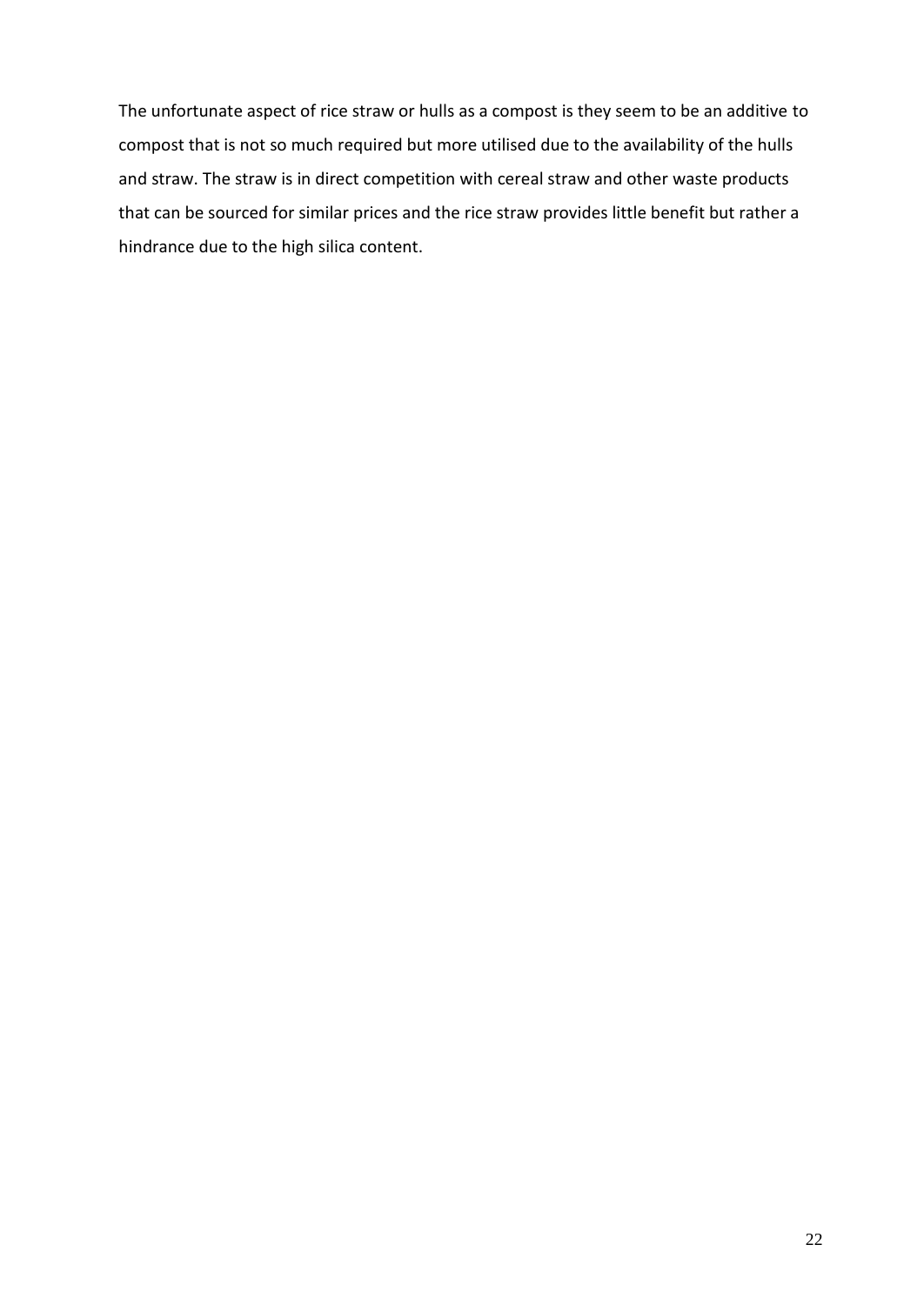The unfortunate aspect of rice straw or hulls as a compost is they seem to be an additive to compost that is not so much required but more utilised due to the availability of the hulls and straw. The straw is in direct competition with cereal straw and other waste products that can be sourced for similar prices and the rice straw provides little benefit but rather a hindrance due to the high silica content.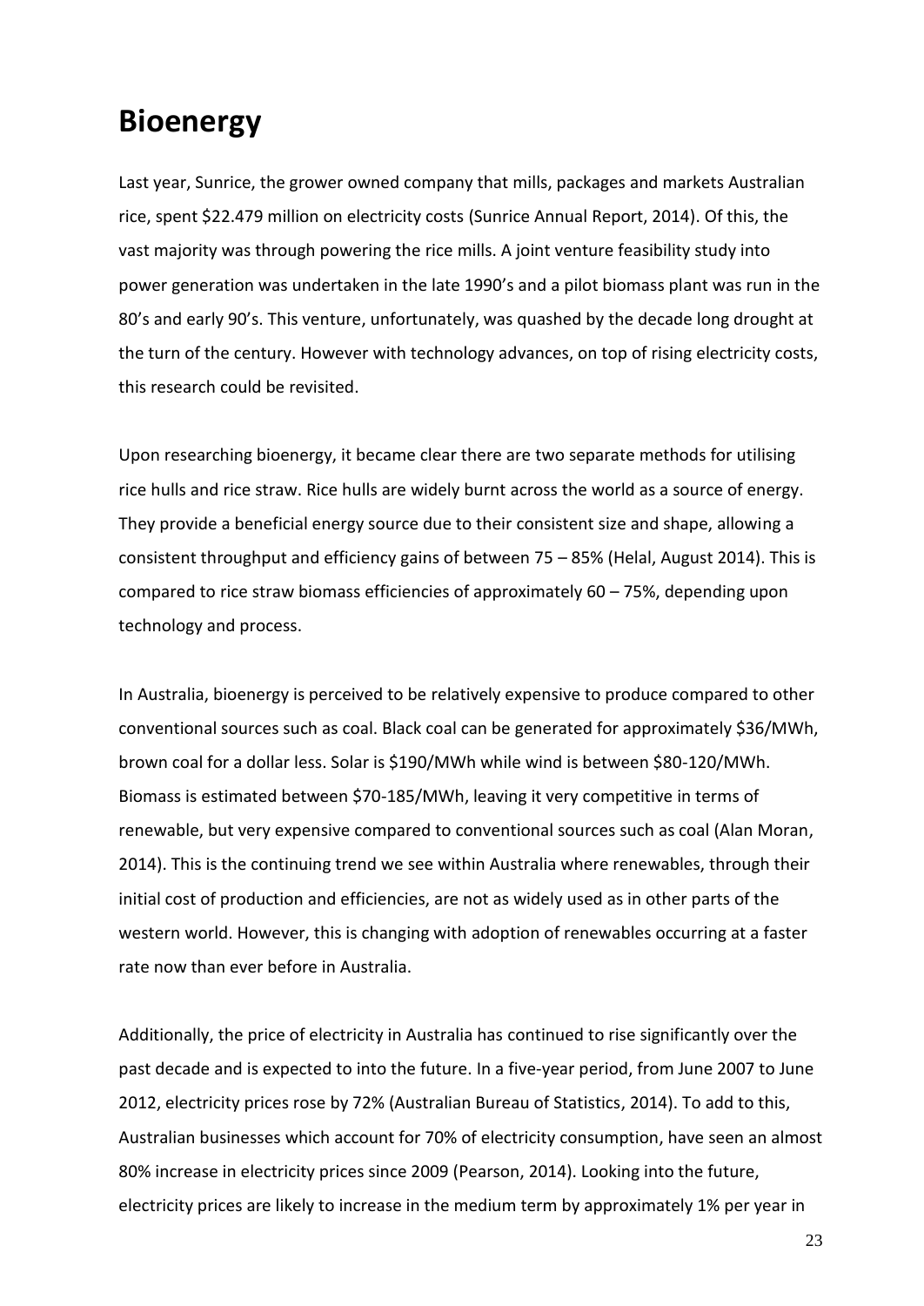# Bioenergy

Last year, Sunrice, the grower owned company that mills, packages and markets Australian rice, spent $22.479 million on electricity costs (Sunrice Annual Report, 2014). Of this, the vast majority was through powering the rice mills. A joint venture feasibility study into power generation was undertaken in the late 1990's and a pilot biomass plant was run in the 80's and early 90's. This venture, unfortunately, was quashed by the decade long drought at the turn of the century. However with technology advances, on top of rising electricity costs, this research could be revisited.

Upon researching bioenergy, it became clear there are two separate methods for utilising rice hulls and rice straw. Rice hulls are widely burnt across the world as a source of energy. They provide a beneficial energy source due to their consistent size and shape, allowing a consistent throughput and efficiency gains of between 75 – 85% (Helal, August 2014). This is compared to rice straw biomass efficiencies of approximately 60 – 75%, depending upon technology and process.

In Australia, bioenergy is perceived to be relatively expensive to produce compared to other conventional sources such as coal. Black coal can be generated for approximately $36/MWh, brown coal for a dollar less. Solar is $190/MWh while wind is between $80-120/MWh. Biomass is estimated between $70-185/MWh, leaving it very competitive in terms of renewable, but very expensive compared to conventional sources such as coal (Alan Moran, 2014). This is the continuing trend we see within Australia where renewables, through their initial cost of production and efficiencies, are not as widely used as in other parts of the western world. However, this is changing with adoption of renewables occurring at a faster rate now than ever before in Australia.

Additionally, the price of electricity in Australia has continued to rise significantly over the past decade and is expected to into the future. In a five-year period, from June 2007 to June 2012, electricity prices rose by 72% (Australian Bureau of Statistics, 2014). To add to this, Australian businesses which account for 70% of electricity consumption, have seen an almost 80% increase in electricity prices since 2009 (Pearson, 2014). Looking into the future, electricity prices are likely to increase in the medium term by approximately 1% per year in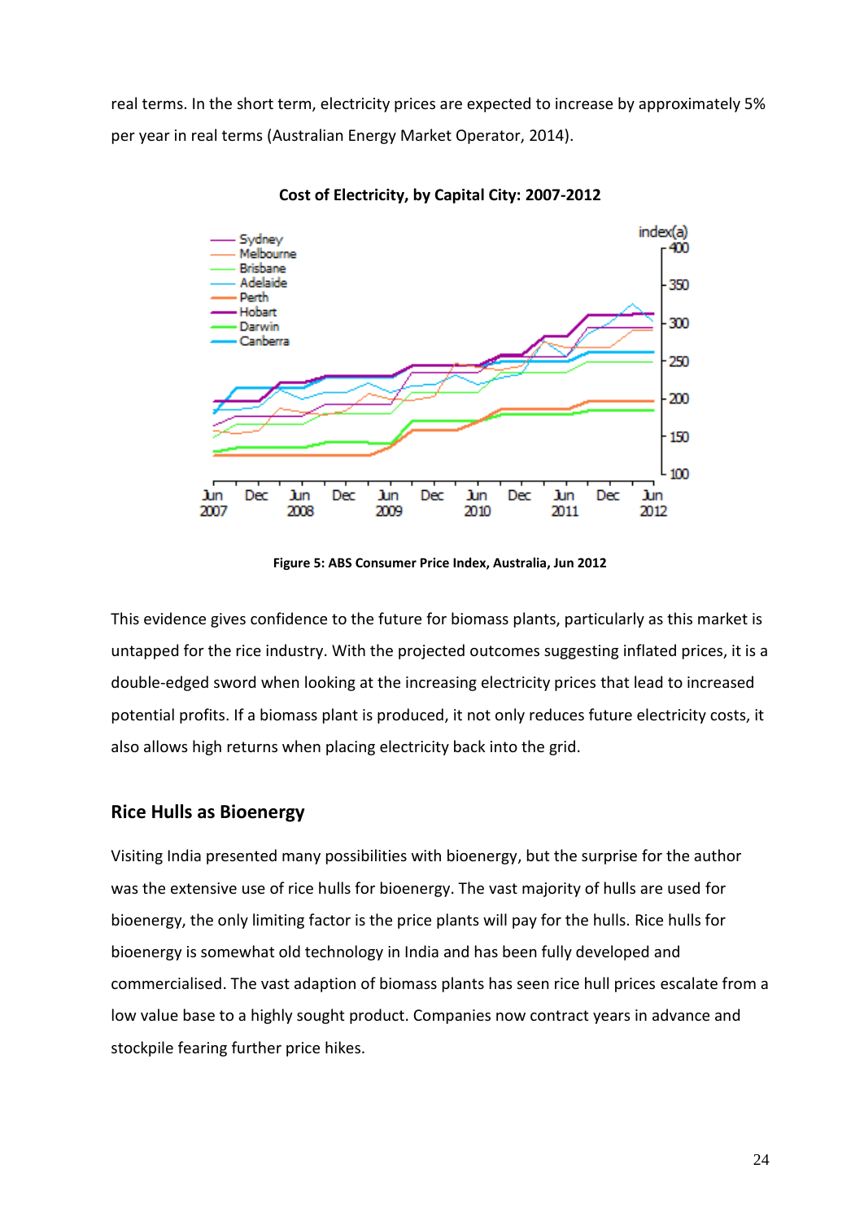real terms. In the short term, electricity prices are expected to increase by approximately 5% per year in real terms (Australian Energy Market Operator, 2014).

**Cost of Electricity, by Capital City: 2007-2012**

**Figure 5: ABS Consumer Price Index, Australia, Jun 2012**

This evidence gives confidence to the future for biomass plants, particularly as this market is untapped for the rice industry. With the projected outcomes suggesting inflated prices, it is a double-edged sword when looking at the increasing electricity prices that lead to increased potential profits. If a biomass plant is produced, it not only reduces future electricity costs, it also allows high returns when placing electricity back into the grid.

## Rice Hulls as Bioenergy

Visiting India presented many possibilities with bioenergy, but the surprise for the author was the extensive use of rice hulls for bioenergy. The vast majority of hulls are used for bioenergy, the only limiting factor is the price plants will pay for the hulls. Rice hulls for bioenergy is somewhat old technology in India and has been fully developed and commercialised. The vast adaption of biomass plants has seen rice hull prices escalate from a low value base to a highly sought product. Companies now contract years in advance and stockpile fearing further price hikes.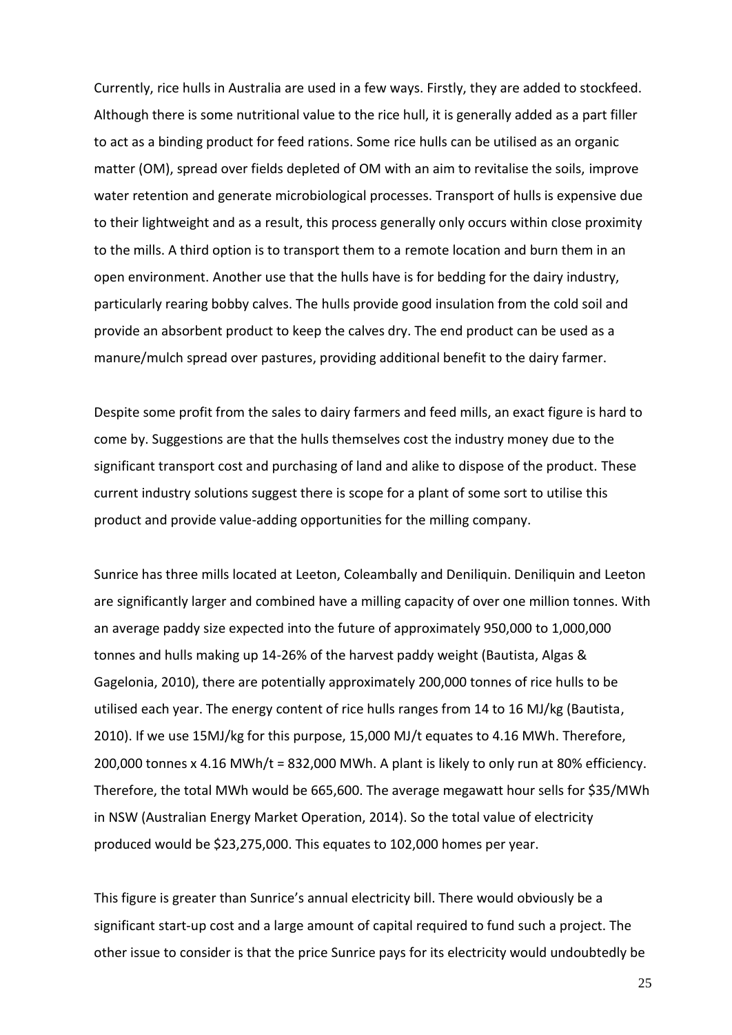Currently, rice hulls in Australia are used in a few ways. Firstly, they are added to stockfeed. Although there is some nutritional value to the rice hull, it is generally added as a part filler to act as a binding product for feed rations. Some rice hulls can be utilised as an organic matter (OM), spread over fields depleted of OM with an aim to revitalise the soils, improve water retention and generate microbiological processes. Transport of hulls is expensive due to their lightweight and as a result, this process generally only occurs within close proximity to the mills. A third option is to transport them to a remote location and burn them in an open environment. Another use that the hulls have is for bedding for the dairy industry, particularly rearing bobby calves. The hulls provide good insulation from the cold soil and provide an absorbent product to keep the calves dry. The end product can be used as a manure/mulch spread over pastures, providing additional benefit to the dairy farmer.

Despite some profit from the sales to dairy farmers and feed mills, an exact figure is hard to come by. Suggestions are that the hulls themselves cost the industry money due to the significant transport cost and purchasing of land and alike to dispose of the product. These current industry solutions suggest there is scope for a plant of some sort to utilise this product and provide value-adding opportunities for the milling company.

Sunrice has three mills located at Leeton, Coleambally and Deniliquin. Deniliquin and Leeton are significantly larger and combined have a milling capacity of over one million tonnes. With an average paddy size expected into the future of approximately 950,000 to 1,000,000 tonnes and hulls making up 14-26% of the harvest paddy weight (Bautista, Algas & Gagelonia, 2010), there are potentially approximately 200,000 tonnes of rice hulls to be utilised each year. The energy content of rice hulls ranges from 14 to 16 MJ/kg (Bautista, 2010). If we use 15MJ/kg for this purpose, 15,000 MJ/t equates to 4.16 MWh. Therefore, 200,000 tonnes x 4.16 MWh/t = 832,000 MWh. A plant is likely to only run at 80% efficiency. Therefore, the total MWh would be 665,600. The average megawatt hour sells for $35/MWh in NSW (Australian Energy Market Operation, 2014). So the total value of electricity produced would be $23,275,000. This equates to 102,000 homes per year.

This figure is greater than Sunrice's annual electricity bill. There would obviously be a significant start-up cost and a large amount of capital required to fund such a project. The other issue to consider is that the price Sunrice pays for its electricity would undoubtedly be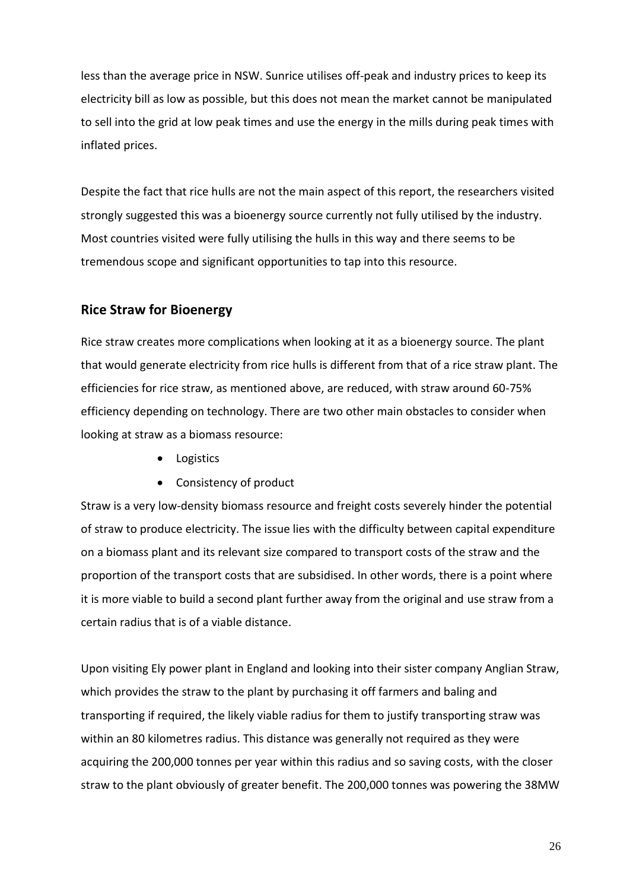less than the average price in NSW. Sunrice utilises off-peak and industry prices to keep its electricity bill as low as possible, but this does not mean the market cannot be manipulated to sell into the grid at low peak times and use the energy in the mills during peak times with inflated prices.

Despite the fact that rice hulls are not the main aspect of this report, the researchers visited strongly suggested this was a bioenergy source currently not fully utilised by the industry. Most countries visited were fully utilising the hulls in this way and there seems to be tremendous scope and significant opportunities to tap into this resource.

## Rice Straw for Bioenergy

Rice straw creates more complications when looking at it as a bioenergy source. The plant that would generate electricity from rice hulls is different from that of a rice straw plant. The efficiencies for rice straw, as mentioned above, are reduced, with straw around 60-75% efficiency depending on technology. There are two other main obstacles to consider when looking at straw as a biomass resource:

- Logistics
- Consistency of product

Straw is a very low-density biomass resource and freight costs severely hinder the potential of straw to produce electricity. The issue lies with the difficulty between capital expenditure on a biomass plant and its relevant size compared to transport costs of the straw and the proportion of the transport costs that are subsidised. In other words, there is a point where it is more viable to build a second plant further away from the original and use straw from a certain radius that is of a viable distance.

Upon visiting Ely power plant in England and looking into their sister company Anglian Straw, which provides the straw to the plant by purchasing it off farmers and baling and transporting if required, the likely viable radius for them to justify transporting straw was within an 80 kilometres radius. This distance was generally not required as they were acquiring the 200,000 tonnes per year within this radius and so saving costs, with the closer straw to the plant obviously of greater benefit. The 200,000 tonnes was powering the 38MW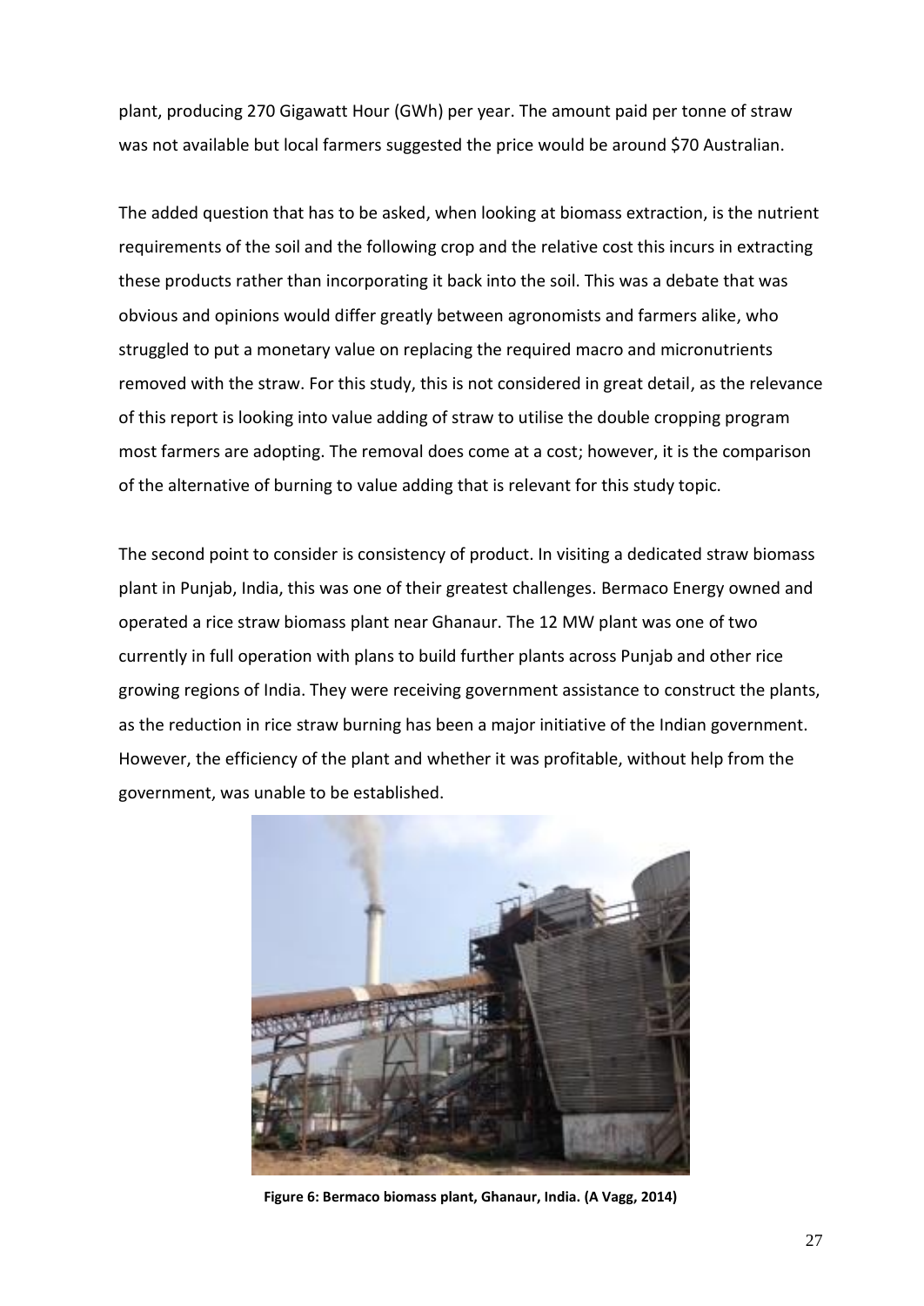plant, producing 270 Gigawatt Hour (GWh) per year. The amount paid per tonne of straw was not available but local farmers suggested the price would be around $70 Australian.

The added question that has to be asked, when looking at biomass extraction, is the nutrient requirements of the soil and the following crop and the relative cost this incurs in extracting these products rather than incorporating it back into the soil. This was a debate that was obvious and opinions would differ greatly between agronomists and farmers alike, who struggled to put a monetary value on replacing the required macro and micronutrients removed with the straw. For this study, this is not considered in great detail, as the relevance of this report is looking into value adding of straw to utilise the double cropping program most farmers are adopting. The removal does come at a cost; however, it is the comparison of the alternative of burning to value adding that is relevant for this study topic.

The second point to consider is consistency of product. In visiting a dedicated straw biomass plant in Punjab, India, this was one of their greatest challenges. Bermaco Energy owned and operated a rice straw biomass plant near Ghanaur. The 12 MW plant was one of two currently in full operation with plans to build further plants across Punjab and other rice growing regions of India. They were receiving government assistance to construct the plants, as the reduction in rice straw burning has been a major initiative of the Indian government. However, the efficiency of the plant and whether it was profitable, without help from the government, was unable to be established.

**Figure 6: Bermaco biomass plant, Ghanaur, India. (A Vagg, 2014)**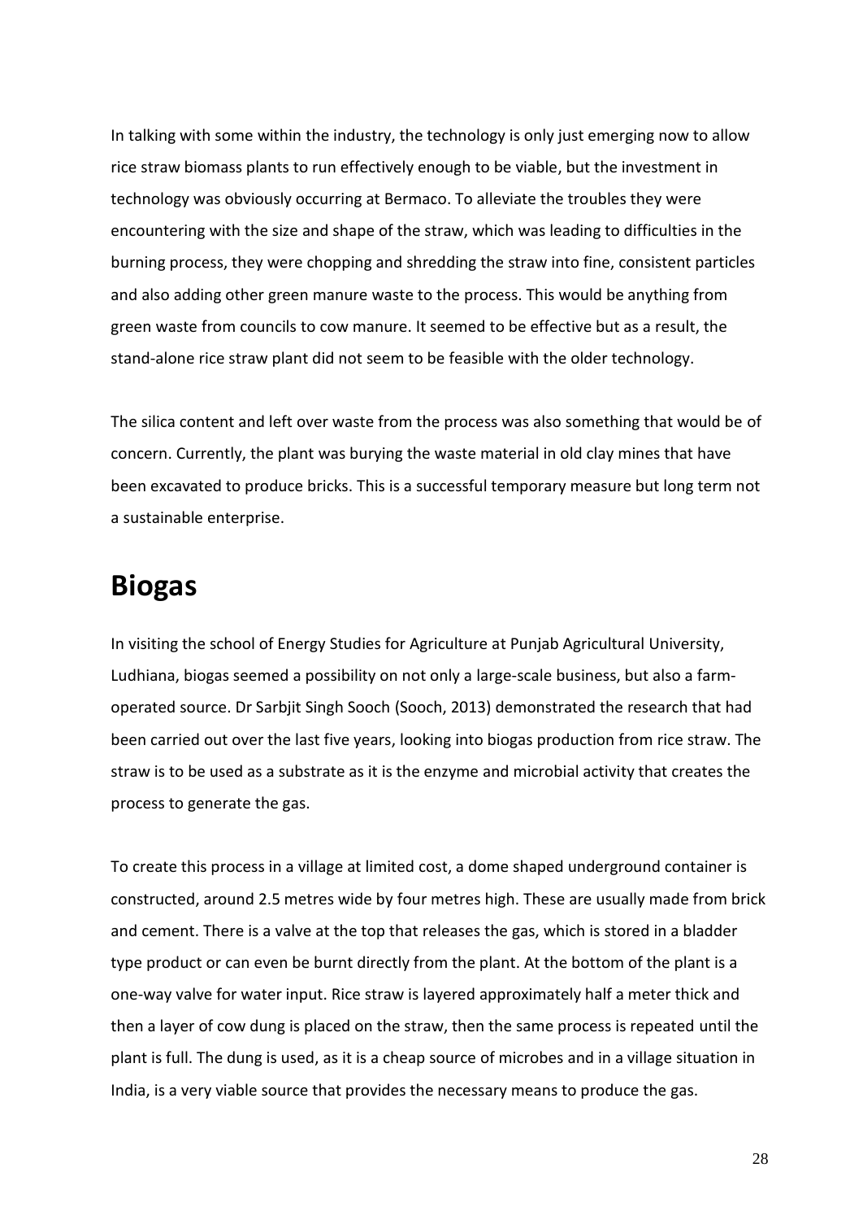In talking with some within the industry, the technology is only just emerging now to allow rice straw biomass plants to run effectively enough to be viable, but the investment in technology was obviously occurring at Bermaco. To alleviate the troubles they were encountering with the size and shape of the straw, which was leading to difficulties in the burning process, they were chopping and shredding the straw into fine, consistent particles and also adding other green manure waste to the process. This would be anything from green waste from councils to cow manure. It seemed to be effective but as a result, the stand-alone rice straw plant did not seem to be feasible with the older technology.

The silica content and left over waste from the process was also something that would be of concern. Currently, the plant was burying the waste material in old clay mines that have been excavated to produce bricks. This is a successful temporary measure but long term not a sustainable enterprise.

# Biogas

In visiting the school of Energy Studies for Agriculture at Punjab Agricultural University, Ludhiana, biogas seemed a possibility on not only a large-scale business, but also a farm-operated source. Dr Sarbjit Singh Sooch (Sooch, 2013) demonstrated the research that had been carried out over the last five years, looking into biogas production from rice straw. The straw is to be used as a substrate as it is the enzyme and microbial activity that creates the process to generate the gas.

To create this process in a village at limited cost, a dome shaped underground container is constructed, around 2.5 metres wide by four metres high. These are usually made from brick and cement. There is a valve at the top that releases the gas, which is stored in a bladder type product or can even be burnt directly from the plant. At the bottom of the plant is a one-way valve for water input. Rice straw is layered approximately half a meter thick and then a layer of cow dung is placed on the straw, then the same process is repeated until the plant is full. The dung is used, as it is a cheap source of microbes and in a village situation in India, is a very viable source that provides the necessary means to produce the gas.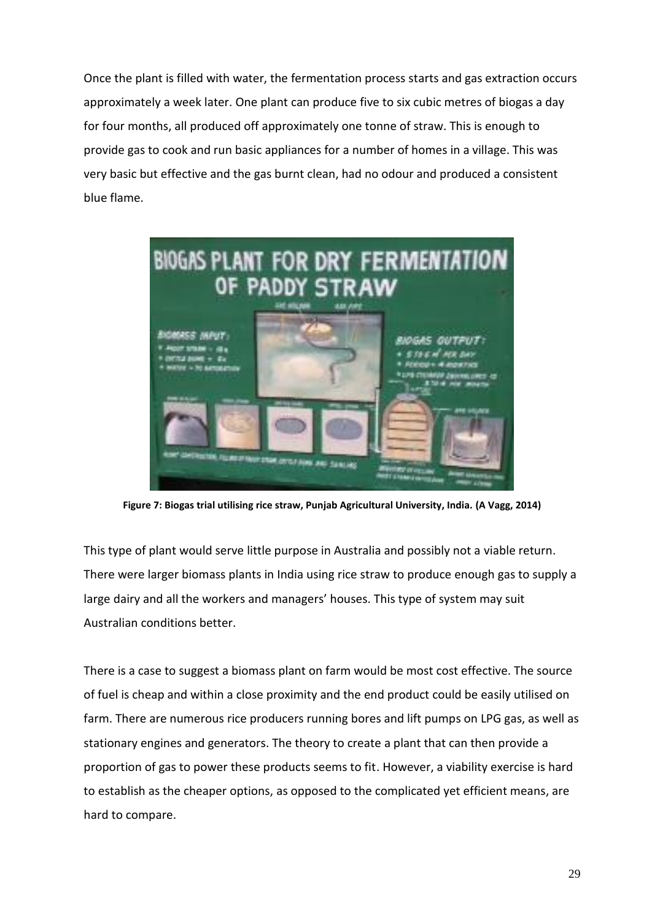Once the plant is filled with water, the fermentation process starts and gas extraction occurs approximately a week later. One plant can produce five to six cubic metres of biogas a day for four months, all produced off approximately one tonne of straw. This is enough to provide gas to cook and run basic appliances for a number of homes in a village. This was very basic but effective and the gas burnt clean, had no odour and produced a consistent blue flame.

**Figure 7: Biogas trial utilising rice straw, Punjab Agricultural University, India. (A Vagg, 2014)**

This type of plant would serve little purpose in Australia and possibly not a viable return. There were larger biomass plants in India using rice straw to produce enough gas to supply a large dairy and all the workers and managers' houses. This type of system may suit Australian conditions better.

There is a case to suggest a biomass plant on farm would be most cost effective. The source of fuel is cheap and within a close proximity and the end product could be easily utilised on farm. There are numerous rice producers running bores and lift pumps on LPG gas, as well as stationary engines and generators. The theory to create a plant that can then provide a proportion of gas to power these products seems to fit. However, a viability exercise is hard to establish as the cheaper options, as opposed to the complicated yet efficient means, are hard to compare.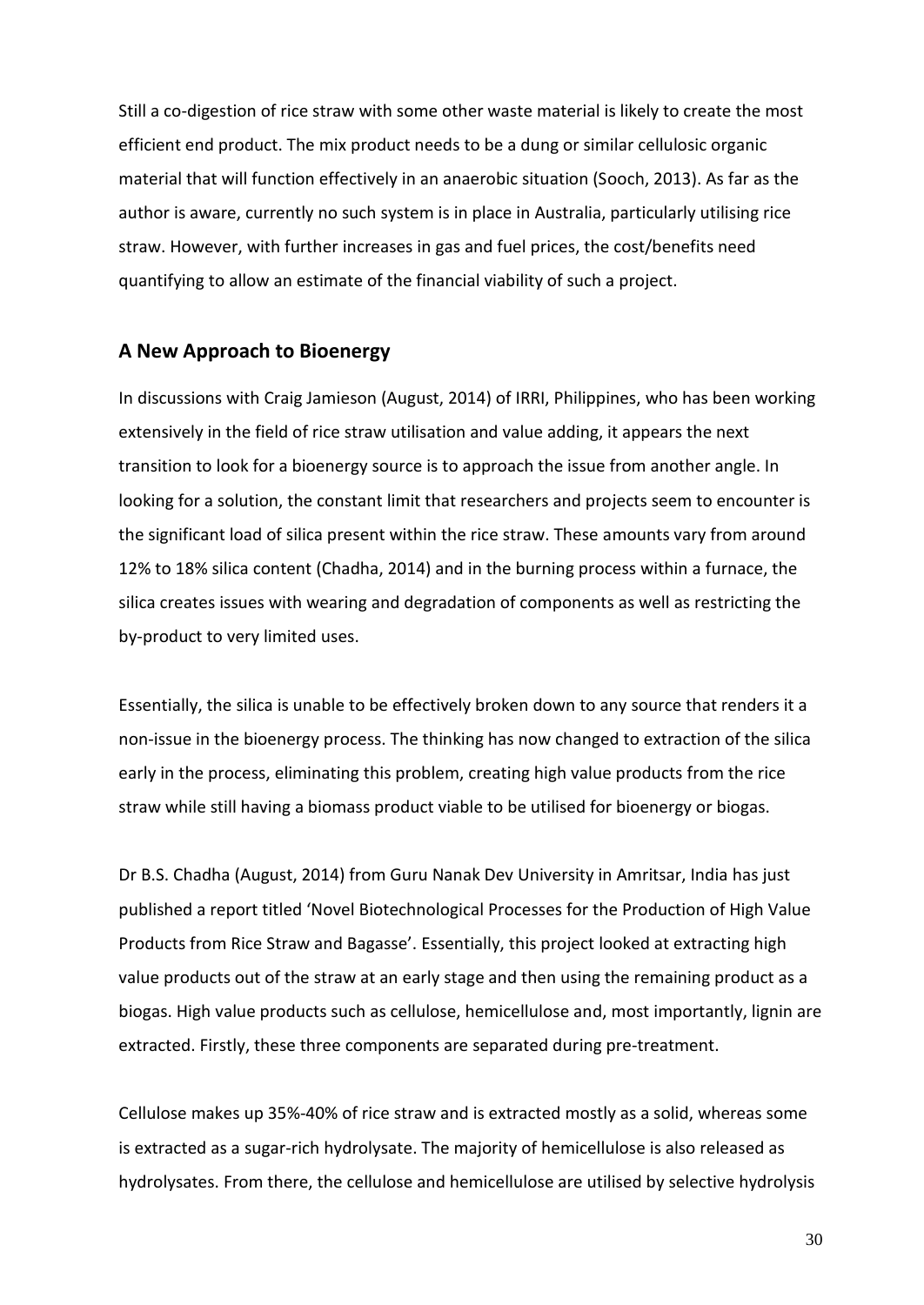Still a co-digestion of rice straw with some other waste material is likely to create the most efficient end product. The mix product needs to be a dung or similar cellulosic organic material that will function effectively in an anaerobic situation (Sooch, 2013). As far as the author is aware, currently no such system is in place in Australia, particularly utilising rice straw. However, with further increases in gas and fuel prices, the cost/benefits need quantifying to allow an estimate of the financial viability of such a project.

## A New Approach to Bioenergy

In discussions with Craig Jamieson (August, 2014) of IRRI, Philippines, who has been working extensively in the field of rice straw utilisation and value adding, it appears the next transition to look for a bioenergy source is to approach the issue from another angle. In looking for a solution, the constant limit that researchers and projects seem to encounter is the significant load of silica present within the rice straw. These amounts vary from around 12% to 18% silica content (Chadha, 2014) and in the burning process within a furnace, the silica creates issues with wearing and degradation of components as well as restricting the by-product to very limited uses.

Essentially, the silica is unable to be effectively broken down to any source that renders it a non-issue in the bioenergy process. The thinking has now changed to extraction of the silica early in the process, eliminating this problem, creating high value products from the rice straw while still having a biomass product viable to be utilised for bioenergy or biogas.

Dr B.S. Chadha (August, 2014) from Guru Nanak Dev University in Amritsar, India has just published a report titled 'Novel Biotechnological Processes for the Production of High Value Products from Rice Straw and Bagasse'. Essentially, this project looked at extracting high value products out of the straw at an early stage and then using the remaining product as a biogas. High value products such as cellulose, hemicellulose and, most importantly, lignin are extracted. Firstly, these three components are separated during pre-treatment.

Cellulose makes up 35%-40% of rice straw and is extracted mostly as a solid, whereas some is extracted as a sugar-rich hydrolysate. The majority of hemicellulose is also released as hydrolysates. From there, the cellulose and hemicellulose are utilised by selective hydrolysis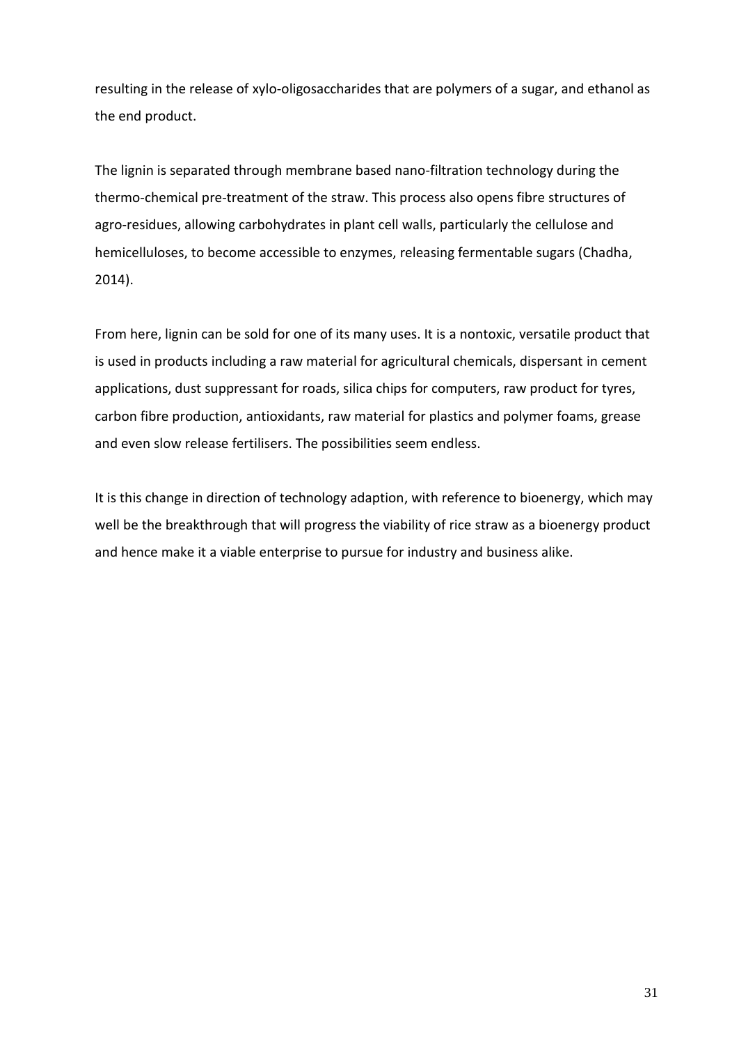resulting in the release of xylo-oligosaccharides that are polymers of a sugar, and ethanol as the end product.

The lignin is separated through membrane based nano-filtration technology during the thermo-chemical pre-treatment of the straw. This process also opens fibre structures of agro-residues, allowing carbohydrates in plant cell walls, particularly the cellulose and hemicelluloses, to become accessible to enzymes, releasing fermentable sugars (Chadha, 2014).

From here, lignin can be sold for one of its many uses. It is a nontoxic, versatile product that is used in products including a raw material for agricultural chemicals, dispersant in cement applications, dust suppressant for roads, silica chips for computers, raw product for tyres, carbon fibre production, antioxidants, raw material for plastics and polymer foams, grease and even slow release fertilisers. The possibilities seem endless.

It is this change in direction of technology adaption, with reference to bioenergy, which may well be the breakthrough that will progress the viability of rice straw as a bioenergy product and hence make it a viable enterprise to pursue for industry and business alike.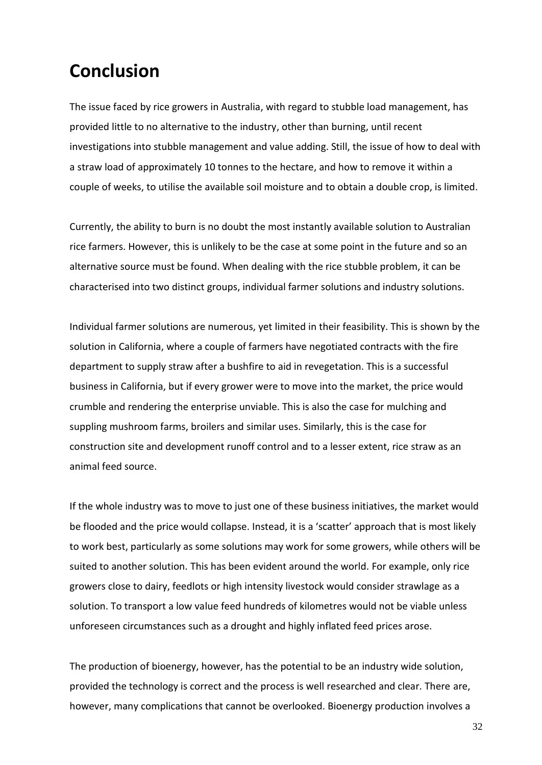# Conclusion

The issue faced by rice growers in Australia, with regard to stubble load management, has provided little to no alternative to the industry, other than burning, until recent investigations into stubble management and value adding. Still, the issue of how to deal with a straw load of approximately 10 tonnes to the hectare, and how to remove it within a couple of weeks, to utilise the available soil moisture and to obtain a double crop, is limited.

Currently, the ability to burn is no doubt the most instantly available solution to Australian rice farmers. However, this is unlikely to be the case at some point in the future and so an alternative source must be found. When dealing with the rice stubble problem, it can be characterised into two distinct groups, individual farmer solutions and industry solutions.

Individual farmer solutions are numerous, yet limited in their feasibility. This is shown by the solution in California, where a couple of farmers have negotiated contracts with the fire department to supply straw after a bushfire to aid in revegetation. This is a successful business in California, but if every grower were to move into the market, the price would crumble and rendering the enterprise unviable. This is also the case for mulching and suppling mushroom farms, broilers and similar uses. Similarly, this is the case for construction site and development runoff control and to a lesser extent, rice straw as an animal feed source.

If the whole industry was to move to just one of these business initiatives, the market would be flooded and the price would collapse. Instead, it is a 'scatter' approach that is most likely to work best, particularly as some solutions may work for some growers, while others will be suited to another solution. This has been evident around the world. For example, only rice growers close to dairy, feedlots or high intensity livestock would consider strawlage as a solution. To transport a low value feed hundreds of kilometres would not be viable unless unforeseen circumstances such as a drought and highly inflated feed prices arose.

The production of bioenergy, however, has the potential to be an industry wide solution, provided the technology is correct and the process is well researched and clear. There are, however, many complications that cannot be overlooked. Bioenergy production involves a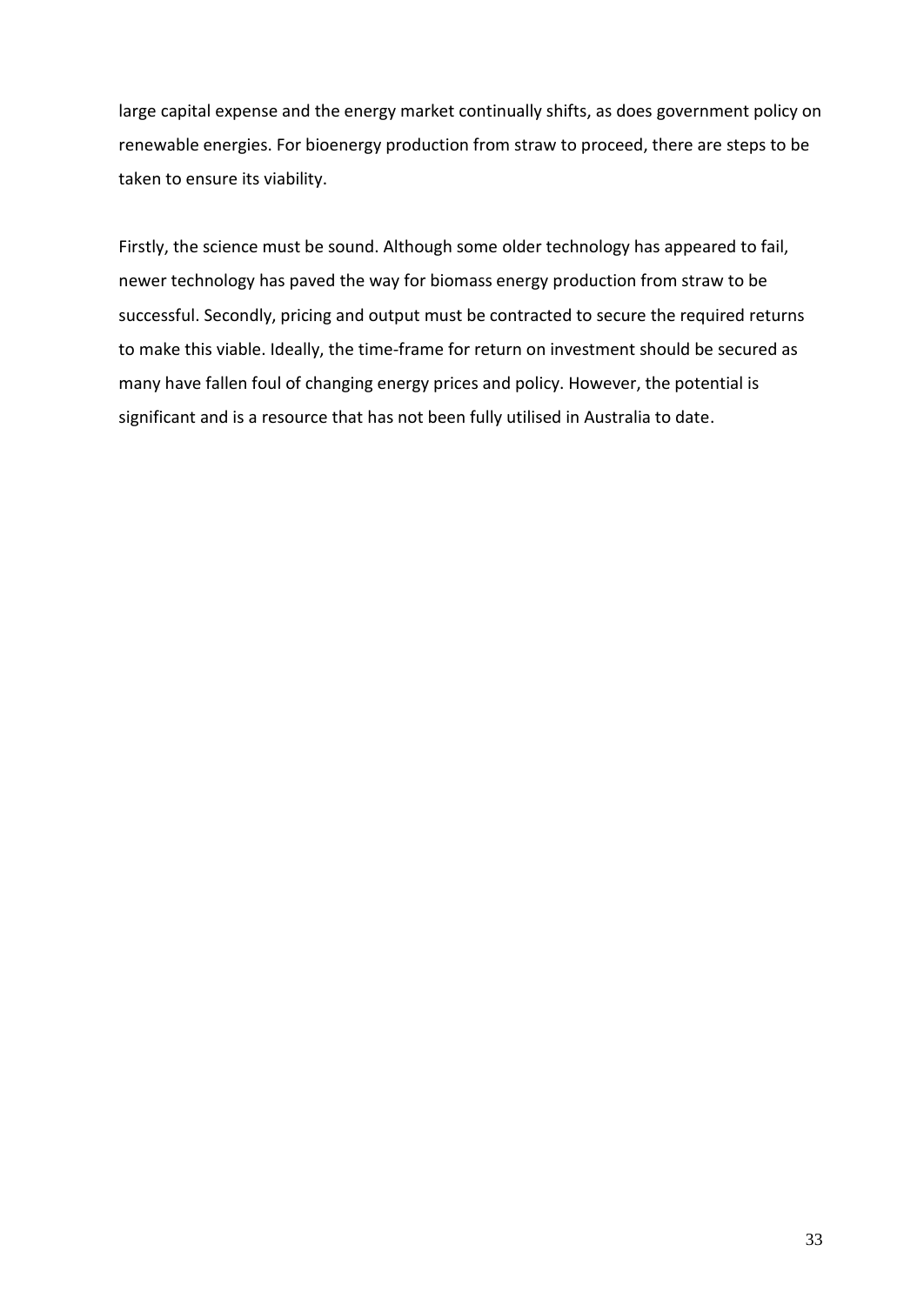large capital expense and the energy market continually shifts, as does government policy on renewable energies. For bioenergy production from straw to proceed, there are steps to be taken to ensure its viability.

Firstly, the science must be sound. Although some older technology has appeared to fail, newer technology has paved the way for biomass energy production from straw to be successful. Secondly, pricing and output must be contracted to secure the required returns to make this viable. Ideally, the time-frame for return on investment should be secured as many have fallen foul of changing energy prices and policy. However, the potential is significant and is a resource that has not been fully utilised in Australia to date.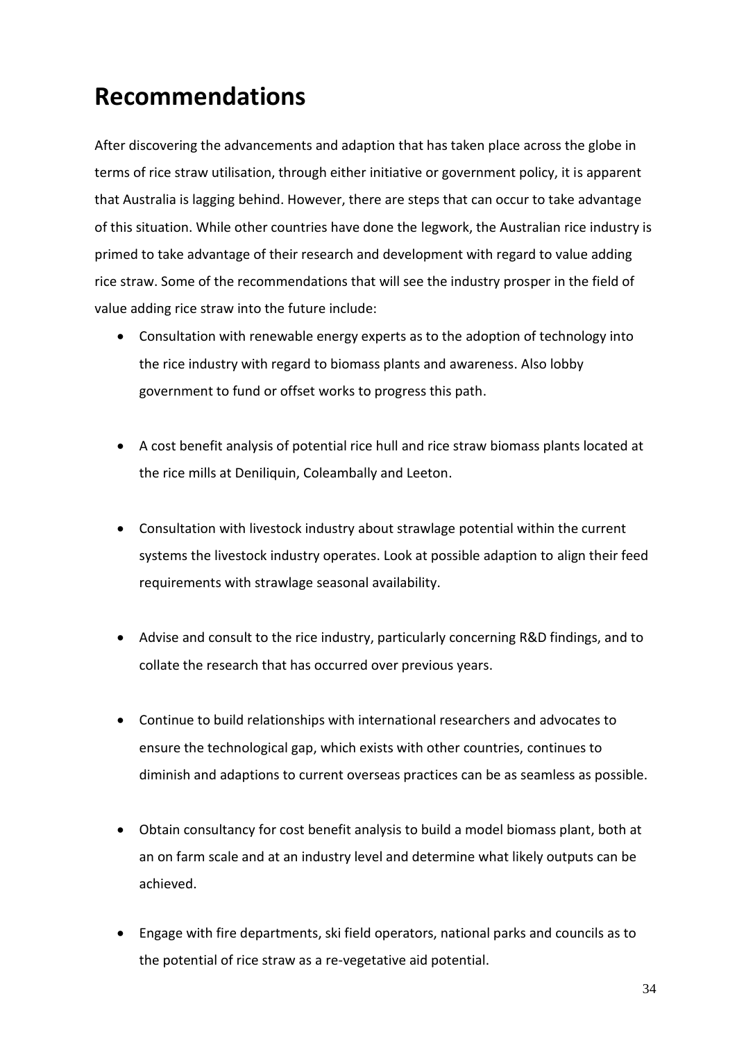# Recommendations

After discovering the advancements and adaption that has taken place across the globe in terms of rice straw utilisation, through either initiative or government policy, it is apparent that Australia is lagging behind. However, there are steps that can occur to take advantage of this situation. While other countries have done the legwork, the Australian rice industry is primed to take advantage of their research and development with regard to value adding rice straw. Some of the recommendations that will see the industry prosper in the field of value adding rice straw into the future include:

- Consultation with renewable energy experts as to the adoption of technology into the rice industry with regard to biomass plants and awareness. Also lobby government to fund or offset works to progress this path.
- A cost benefit analysis of potential rice hull and rice straw biomass plants located at the rice mills at Deniliquin, Coleambally and Leeton.
- Consultation with livestock industry about strawlage potential within the current systems the livestock industry operates. Look at possible adaption to align their feed requirements with strawlage seasonal availability.
- Advise and consult to the rice industry, particularly concerning R&D findings, and to collate the research that has occurred over previous years.
- Continue to build relationships with international researchers and advocates to ensure the technological gap, which exists with other countries, continues to diminish and adaptions to current overseas practices can be as seamless as possible.
- Obtain consultancy for cost benefit analysis to build a model biomass plant, both at an on farm scale and at an industry level and determine what likely outputs can be achieved.
- Engage with fire departments, ski field operators, national parks and councils as to the potential of rice straw as a re-vegetative aid potential.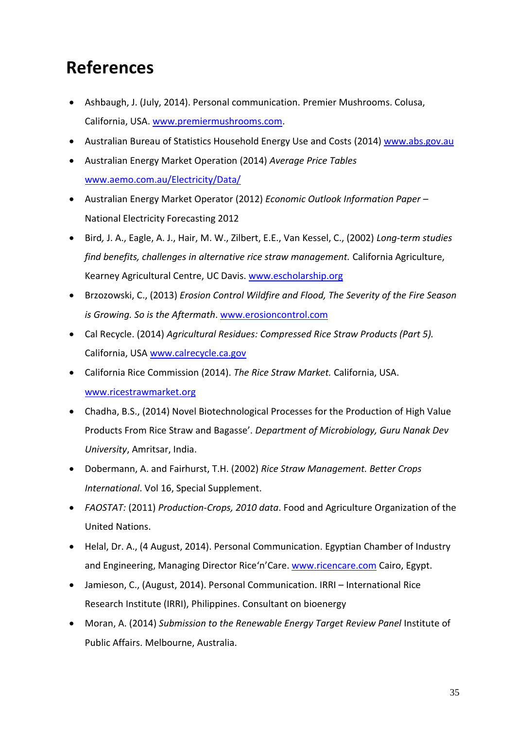# References

- Ashbaugh, J. (July, 2014). Personal communication. Premier Mushrooms. Colusa, California, USA. www.premiermushrooms.com.
- Australian Bureau of Statistics Household Energy Use and Costs (2014) www.abs.gov.au
- Australian Energy Market Operation (2014) *Average Price Tables* www.aemo.com.au/Electricity/Data/
- Australian Energy Market Operator (2012) *Economic Outlook Information Paper* – National Electricity Forecasting 2012
- Bird, J. A., Eagle, A. J., Hair, M. W., Zilbert, E.E., Van Kessel, C., (2002) *Long-term studies find benefits, challenges in alternative rice straw management.* California Agriculture, Kearney Agricultural Centre, UC Davis. www.escholarship.org
- Brzozowski, C., (2013) *Erosion Control Wildfire and Flood, The Severity of the Fire Season is Growing. So is the Aftermath*. www.erosioncontrol.com
- Cal Recycle. (2014) *Agricultural Residues: Compressed Rice Straw Products (Part 5).* California, USA www.calrecycle.ca.gov
- California Rice Commission (2014). *The Rice Straw Market.* California, USA. www.ricestrawmarket.org
- Chadha, B.S., (2014) Novel Biotechnological Processes for the Production of High Value Products From Rice Straw and Bagasse'. *Department of Microbiology, Guru Nanak Dev University*, Amritsar, India.
- Dobermann, A. and Fairhurst, T.H. (2002) *Rice Straw Management. Better Crops International*. Vol 16, Special Supplement.
- *FAOSTAT:* (2011) *Production-Crops, 2010 data*. Food and Agriculture Organization of the United Nations.
- Helal, Dr. A., (4 August, 2014). Personal Communication. Egyptian Chamber of Industry and Engineering, Managing Director Rice'n'Care. www.ricencare.com Cairo, Egypt.
- Jamieson, C., (August, 2014). Personal Communication. IRRI – International Rice Research Institute (IRRI), Philippines. Consultant on bioenergy
- Moran, A. (2014) *Submission to the Renewable Energy Target Review Panel* Institute of Public Affairs. Melbourne, Australia.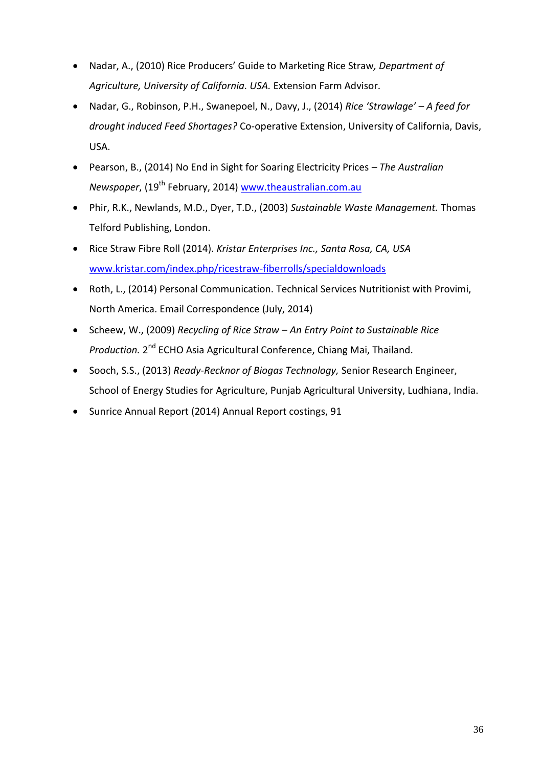- Nadar, A., (2010) Rice Producers' Guide to Marketing Rice Straw*, Department of Agriculture, University of California. USA.* Extension Farm Advisor.
- Nadar, G., Robinson, P.H., Swanepoel, N., Davy, J., (2014) *Rice 'Strawlage' – A feed for drought induced Feed Shortages?* Co-operative Extension, University of California, Davis, USA.
- Pearson, B., (2014) No End in Sight for Soaring Electricity Prices – *The Australian Newspaper*, (19th February, 2014) www.theaustralian.com.au
- Phir, R.K., Newlands, M.D., Dyer, T.D., (2003) *Sustainable Waste Management.* Thomas Telford Publishing, London.
- Rice Straw Fibre Roll (2014). *Kristar Enterprises Inc., Santa Rosa, CA, USA* www.kristar.com/index.php/ricestraw-fiberrolls/specialdownloads
- Roth, L., (2014) Personal Communication. Technical Services Nutritionist with Provimi, North America. Email Correspondence (July, 2014)
- Scheew, W., (2009) *Recycling of Rice Straw – An Entry Point to Sustainable Rice Production.* 2nd ECHO Asia Agricultural Conference, Chiang Mai, Thailand.
- Sooch, S.S., (2013) *Ready-Recknor of Biogas Technology,* Senior Research Engineer, School of Energy Studies for Agriculture, Punjab Agricultural University, Ludhiana, India.
- Sunrice Annual Report (2014) Annual Report costings, 91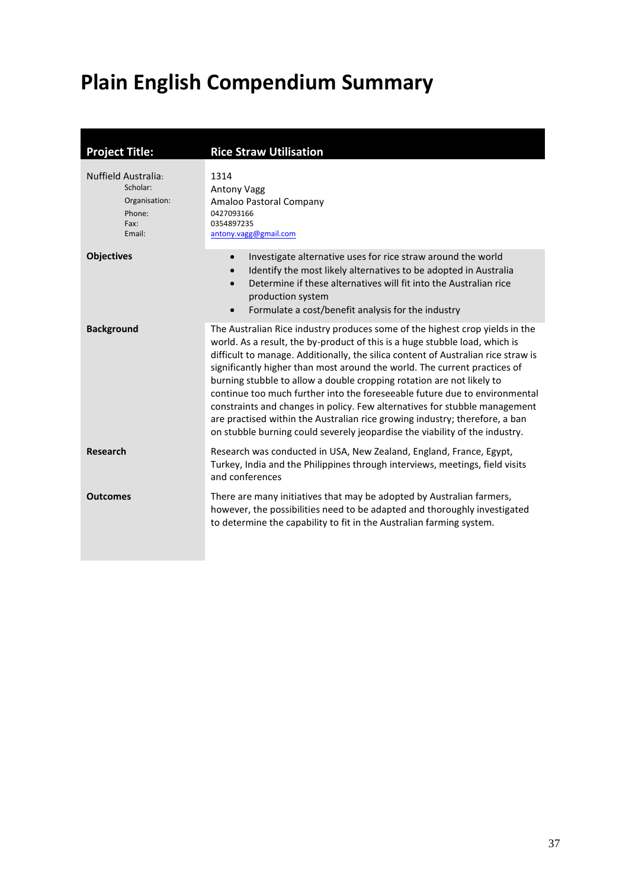# Plain English Compendium Summary

| Project Title: | Rice Straw Utilisation |
|---|---|
| Nuffield Australia:<br>Scholar:<br>Organisation:<br>Phone:<br>Fax:<br>Email: | 1314<br>Antony Vagg<br>Amaloo Pastoral Company<br>0427093166<br>0354897235<br>antony.vagg@gmail.com |
| **Objectives** | • Investigate alternative uses for rice straw around the world<br>• Identify the most likely alternatives to be adopted in Australia<br>• Determine if these alternatives will fit into the Australian rice production system<br>• Formulate a cost/benefit analysis for the industry |
| **Background** | The Australian Rice industry produces some of the highest crop yields in the world. As a result, the by-product of this is a huge stubble load, which is difficult to manage. Additionally, the silica content of Australian rice straw is significantly higher than most around the world. The current practices of burning stubble to allow a double cropping rotation are not likely to continue too much further into the foreseeable future due to environmental constraints and changes in policy. Few alternatives for stubble management are practised within the Australian rice growing industry; therefore, a ban on stubble burning could severely jeopardise the viability of the industry. |
| **Research** | Research was conducted in USA, New Zealand, England, France, Egypt, Turkey, India and the Philippines through interviews, meetings, field visits and conferences |
| **Outcomes** | There are many initiatives that may be adopted by Australian farmers, however, the possibilities need to be adapted and thoroughly investigated to determine the capability to fit in the Australian farming system. |